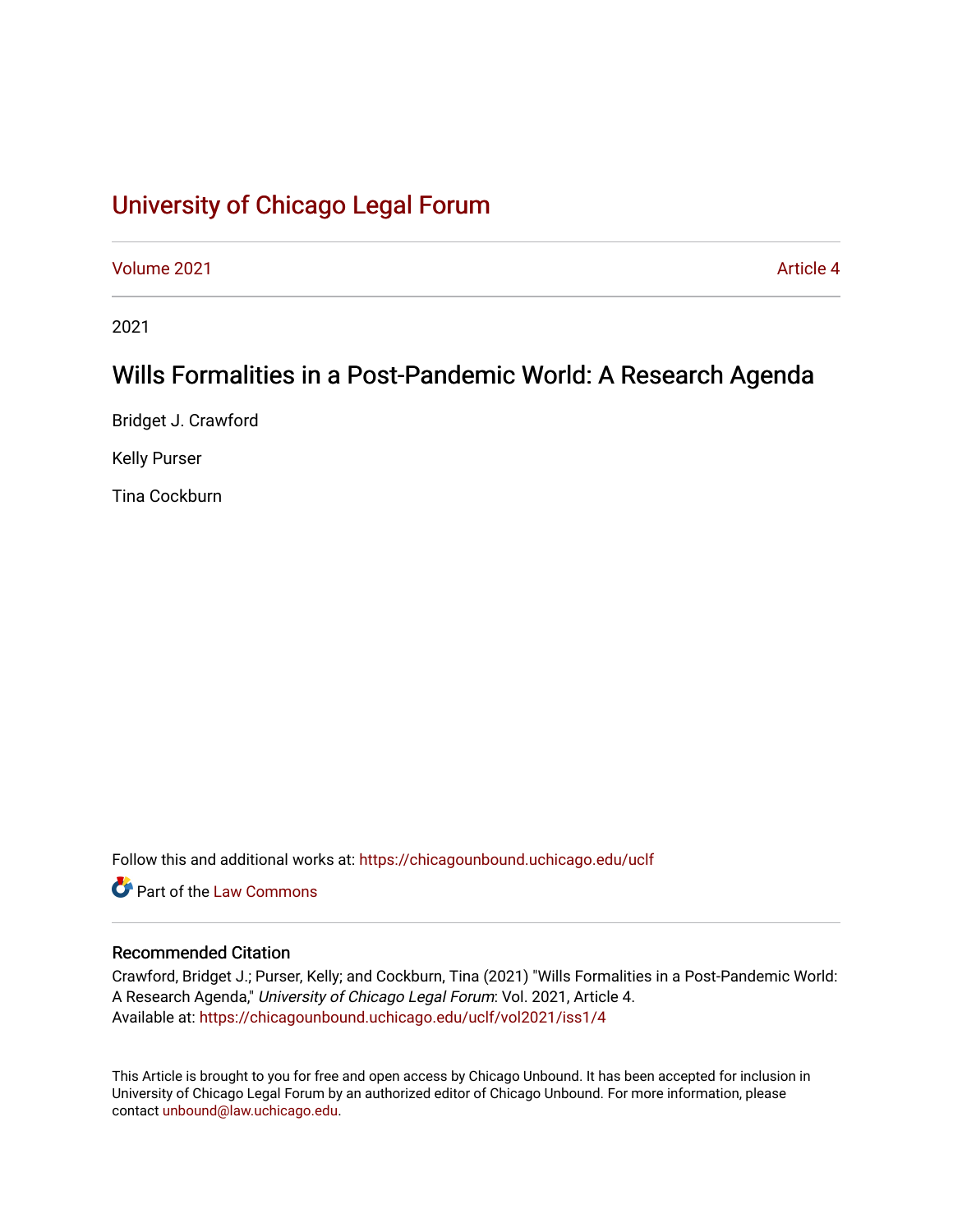# University of Chicago Legal Forum

Volume 2021 | Article 4

2021

## Wills Formalities in a Post-Pandemic World: A Research Agenda

Bridget J. Crawford

Kelly Purser

Tina Cockburn

Follow this and additional works at: https://chicagounbound.uchicago.edu/uclf

Part of the Law Commons

### Recommended Citation

Crawford, Bridget J.; Purser, Kelly; and Cockburn, Tina (2021) "Wills Formalities in a Post-Pandemic World: A Research Agenda," *University of Chicago Legal Forum*: Vol. 2021, Article 4.
Available at: https://chicagounbound.uchicago.edu/uclf/vol2021/iss1/4

This Article is brought to you for free and open access by Chicago Unbound. It has been accepted for inclusion in University of Chicago Legal Forum by an authorized editor of Chicago Unbound. For more information, please contact unbound@law.uchicago.edu.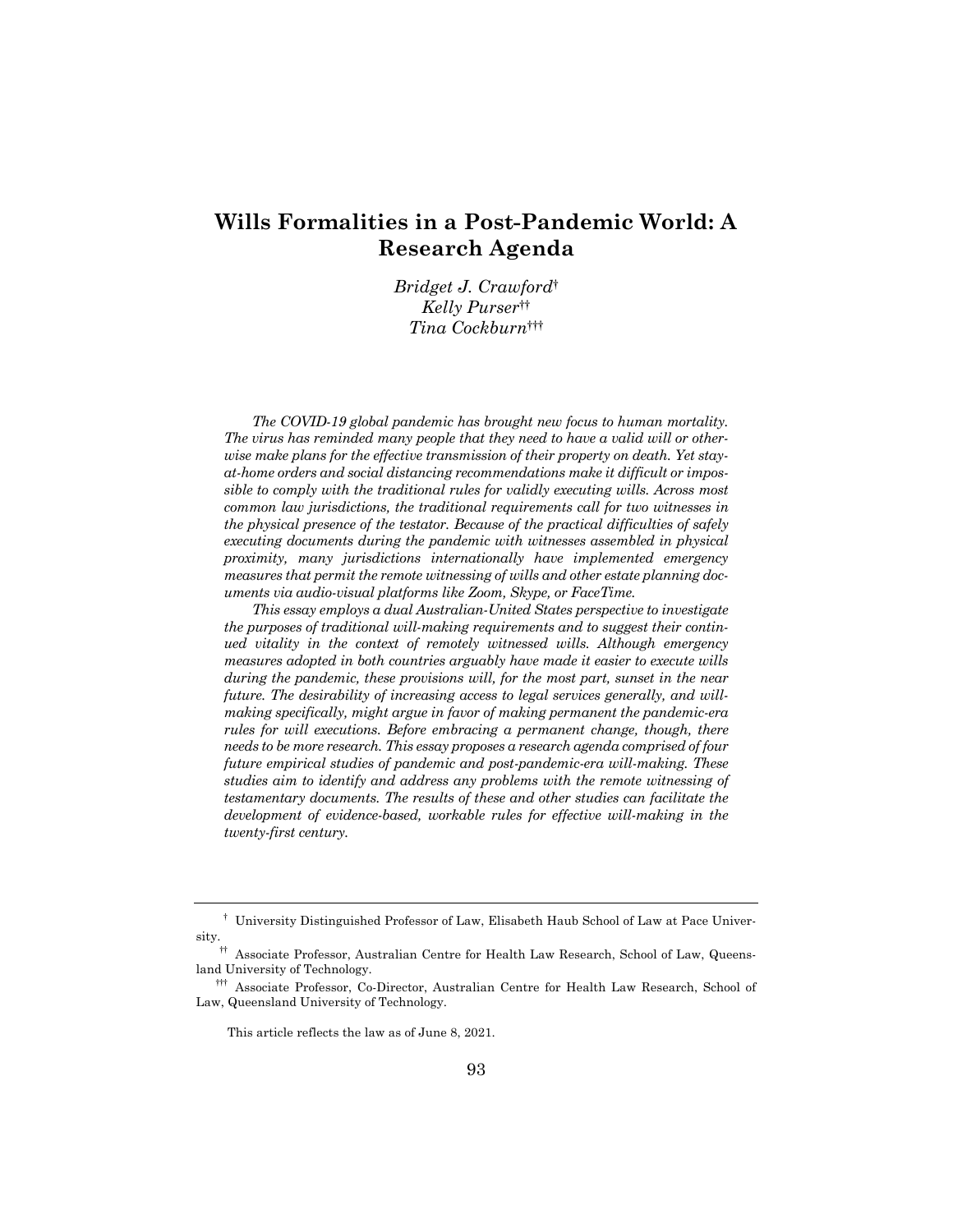# Wills Formalities in a Post-Pandemic World: A Research Agenda

*Bridget J. Crawford*[†]
*Kelly Purser*[††]
*Tina Cockburn*[†††]

*The COVID-19 global pandemic has brought new focus to human mortality. The virus has reminded many people that they need to have a valid will or otherwise make plans for the effective transmission of their property on death. Yet stay-at-home orders and social distancing recommendations make it difficult or impossible to comply with the traditional rules for validly executing wills. Across most common law jurisdictions, the traditional requirements call for two witnesses in the physical presence of the testator. Because of the practical difficulties of safely executing documents during the pandemic with witnesses assembled in physical proximity, many jurisdictions internationally have implemented emergency measures that permit the remote witnessing of wills and other estate planning documents via audio-visual platforms like Zoom, Skype, or FaceTime.*

*This essay employs a dual Australian-United States perspective to investigate the purposes of traditional will-making requirements and to suggest their continued vitality in the context of remotely witnessed wills. Although emergency measures adopted in both countries arguably have made it easier to execute wills during the pandemic, these provisions will, for the most part, sunset in the near future. The desirability of increasing access to legal services generally, and will-making specifically, might argue in favor of making permanent the pandemic-era rules for will executions. Before embracing a permanent change, though, there needs to be more research. This essay proposes a research agenda comprised of four future empirical studies of pandemic and post-pandemic-era will-making. These studies aim to identify and address any problems with the remote witnessing of testamentary documents. The results of these and other studies can facilitate the development of evidence-based, workable rules for effective will-making in the twenty-first century.*

---

[†] University Distinguished Professor of Law, Elisabeth Haub School of Law at Pace University.

[††] Associate Professor, Australian Centre for Health Law Research, School of Law, Queensland University of Technology.

[†††] Associate Professor, Co-Director, Australian Centre for Health Law Research, School of Law, Queensland University of Technology.

This article reflects the law as of June 8, 2021.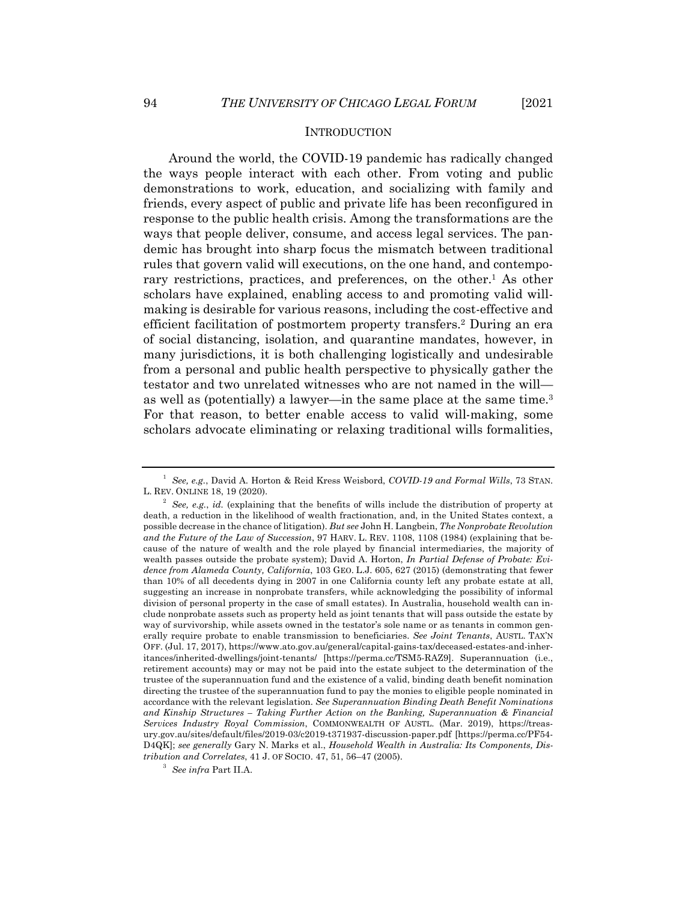## INTRODUCTION

Around the world, the COVID-19 pandemic has radically changed the ways people interact with each other. From voting and public demonstrations to work, education, and socializing with family and friends, every aspect of public and private life has been reconfigured in response to the public health crisis. Among the transformations are the ways that people deliver, consume, and access legal services. The pandemic has brought into sharp focus the mismatch between traditional rules that govern valid will executions, on the one hand, and contemporary restrictions, practices, and preferences, on the other.[1] As other scholars have explained, enabling access to and promoting valid will-making is desirable for various reasons, including the cost-effective and efficient facilitation of postmortem property transfers.[2] During an era of social distancing, isolation, and quarantine mandates, however, in many jurisdictions, it is both challenging logistically and undesirable from a personal and public health perspective to physically gather the testator and two unrelated witnesses who are not named in the will—as well as (potentially) a lawyer—in the same place at the same time.[3] For that reason, to better enable access to valid will-making, some scholars advocate eliminating or relaxing traditional wills formalities,

---

[1] *See, e.g.*, David A. Horton & Reid Kress Weisbord, *COVID-19 and Formal Wills*, 73 STAN. L. REV. ONLINE 18, 19 (2020).

[2] *See, e.g.*, *id.* (explaining that the benefits of wills include the distribution of property at death, a reduction in the likelihood of wealth fractionation, and, in the United States context, a possible decrease in the chance of litigation). *But see* John H. Langbein, *The Nonprobate Revolution and the Future of the Law of Succession*, 97 HARV. L. REV. 1108, 1108 (1984) (explaining that because of the nature of wealth and the role played by financial intermediaries, the majority of wealth passes outside the probate system); David A. Horton, *In Partial Defense of Probate: Evidence from Alameda County, California*, 103 GEO. L.J. 605, 627 (2015) (demonstrating that fewer than 10% of all decedents dying in 2007 in one California county left any probate estate at all, suggesting an increase in nonprobate transfers, while acknowledging the possibility of informal division of personal property in the case of small estates). In Australia, household wealth can include nonprobate assets such as property held as joint tenants that will pass outside the estate by way of survivorship, while assets owned in the testator's sole name or as tenants in common generally require probate to enable transmission to beneficiaries. *See Joint Tenants*, AUSTL. TAX'N OFF. (Jul. 17, 2017), https://www.ato.gov.au/general/capital-gains-tax/deceased-estates-and-inheritances/inherited-dwellings/joint-tenants/ [https://perma.cc/TSM5-RAZ9]. Superannuation (i.e., retirement accounts) may or may not be paid into the estate subject to the determination of the trustee of the superannuation fund and the existence of a valid, binding death benefit nomination directing the trustee of the superannuation fund to pay the monies to eligible people nominated in accordance with the relevant legislation. *See Superannuation Binding Death Benefit Nominations and Kinship Structures – Taking Further Action on the Banking, Superannuation & Financial Services Industry Royal Commission*, COMMONWEALTH OF AUSTL. (Mar. 2019), https://treasury.gov.au/sites/default/files/2019-03/c2019-t371937-discussion-paper.pdf [https://perma.cc/PF54-D4QK]; *see generally* Gary N. Marks et al., *Household Wealth in Australia: Its Components, Distribution and Correlates*, 41 J. OF SOCIO. 47, 51, 56–47 (2005).

[3] *See infra* Part II.A.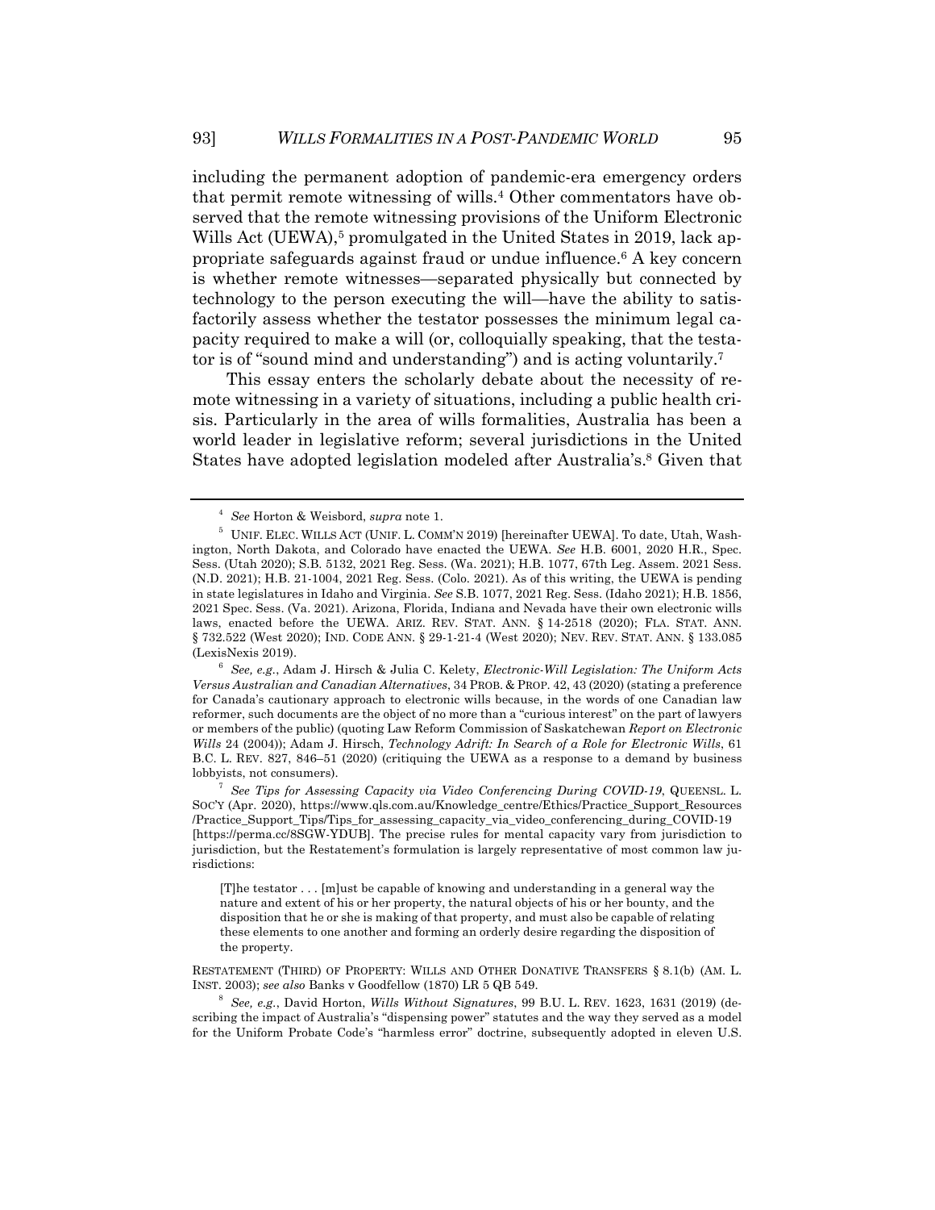including the permanent adoption of pandemic-era emergency orders that permit remote witnessing of wills.[4] Other commentators have observed that the remote witnessing provisions of the Uniform Electronic Wills Act (UEWA),[5] promulgated in the United States in 2019, lack appropriate safeguards against fraud or undue influence.[6] A key concern is whether remote witnesses—separated physically but connected by technology to the person executing the will—have the ability to satisfactorily assess whether the testator possesses the minimum legal capacity required to make a will (or, colloquially speaking, that the testator is of "sound mind and understanding") and is acting voluntarily.[7]

This essay enters the scholarly debate about the necessity of remote witnessing in a variety of situations, including a public health crisis. Particularly in the area of wills formalities, Australia has been a world leader in legislative reform; several jurisdictions in the United States have adopted legislation modeled after Australia's.[8] Given that

---

[4] *See* Horton & Weisbord, *supra* note 1.

[5] UNIF. ELEC. WILLS ACT (UNIF. L. COMM'N 2019) [hereinafter UEWA]. To date, Utah, Washington, North Dakota, and Colorado have enacted the UEWA. *See* H.B. 6001, 2020 H.R., Spec. Sess. (Utah 2020); S.B. 5132, 2021 Reg. Sess. (Wa. 2021); H.B. 1077, 67th Leg. Assem. 2021 Sess. (N.D. 2021); H.B. 21-1004, 2021 Reg. Sess. (Colo. 2021). As of this writing, the UEWA is pending in state legislatures in Idaho and Virginia. *See* S.B. 1077, 2021 Reg. Sess. (Idaho 2021); H.B. 1856, 2021 Spec. Sess. (Va. 2021). Arizona, Florida, Indiana and Nevada have their own electronic wills laws, enacted before the UEWA. ARIZ. REV. STAT. ANN. § 14-2518 (2020); FLA. STAT. ANN. § 732.522 (West 2020); IND. CODE ANN. § 29-1-21-4 (West 2020); NEV. REV. STAT. ANN. § 133.085 (LexisNexis 2019).

[6] *See, e.g.*, Adam J. Hirsch & Julia C. Kelety, *Electronic-Will Legislation: The Uniform Acts Versus Australian and Canadian Alternatives*, 34 PROB. & PROP. 42, 43 (2020) (stating a preference for Canada's cautionary approach to electronic wills because, in the words of one Canadian law reformer, such documents are the object of no more than a "curious interest" on the part of lawyers or members of the public) (quoting Law Reform Commission of Saskatchewan *Report on Electronic Wills* 24 (2004)); Adam J. Hirsch, *Technology Adrift: In Search of a Role for Electronic Wills*, 61 B.C. L. REV. 827, 846–51 (2020) (critiquing the UEWA as a response to a demand by business lobbyists, not consumers).

[7] *See Tips for Assessing Capacity via Video Conferencing During COVID-19*, QUEENSL. L. SOC'Y (Apr. 2020), https://www.qls.com.au/Knowledge_centre/Ethics/Practice_Support_Resources/Practice_Support_Tips/Tips_for_assessing_capacity_via_video_conferencing_during_COVID-19 [https://perma.cc/8SGW-YDUB]. The precise rules for mental capacity vary from jurisdiction to jurisdiction, but the Restatement's formulation is largely representative of most common law jurisdictions:

> [T]he testator . . . [m]ust be capable of knowing and understanding in a general way the nature and extent of his or her property, the natural objects of his or her bounty, and the disposition that he or she is making of that property, and must also be capable of relating these elements to one another and forming an orderly desire regarding the disposition of the property.

RESTATEMENT (THIRD) OF PROPERTY: WILLS AND OTHER DONATIVE TRANSFERS § 8.1(b) (AM. L. INST. 2003); *see also* Banks v Goodfellow (1870) LR 5 QB 549.

[8] *See, e.g.*, David Horton, *Wills Without Signatures*, 99 B.U. L. REV. 1623, 1631 (2019) (describing the impact of Australia's "dispensing power" statutes and the way they served as a model for the Uniform Probate Code's "harmless error" doctrine, subsequently adopted in eleven U.S.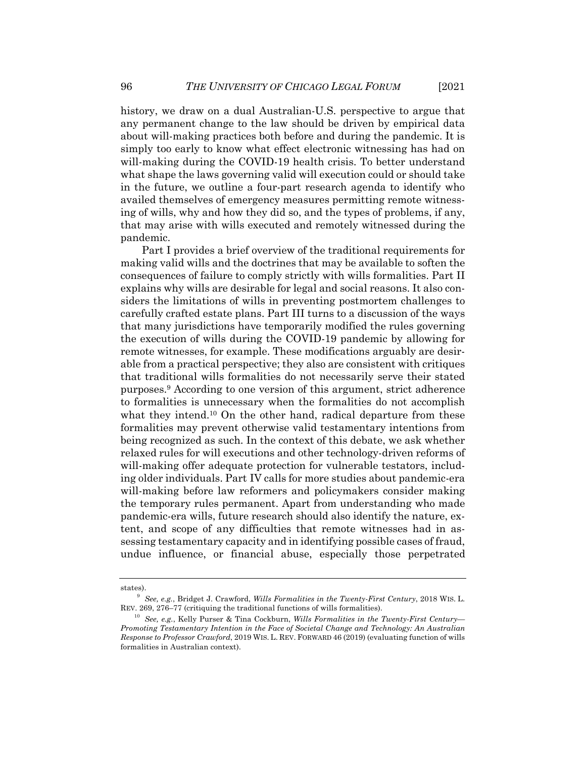history, we draw on a dual Australian-U.S. perspective to argue that any permanent change to the law should be driven by empirical data about will-making practices both before and during the pandemic. It is simply too early to know what effect electronic witnessing has had on will-making during the COVID-19 health crisis. To better understand what shape the laws governing valid will execution could or should take in the future, we outline a four-part research agenda to identify who availed themselves of emergency measures permitting remote witnessing of wills, why and how they did so, and the types of problems, if any, that may arise with wills executed and remotely witnessed during the pandemic.

Part I provides a brief overview of the traditional requirements for making valid wills and the doctrines that may be available to soften the consequences of failure to comply strictly with wills formalities. Part II explains why wills are desirable for legal and social reasons. It also considers the limitations of wills in preventing postmortem challenges to carefully crafted estate plans. Part III turns to a discussion of the ways that many jurisdictions have temporarily modified the rules governing the execution of wills during the COVID-19 pandemic by allowing for remote witnesses, for example. These modifications arguably are desirable from a practical perspective; they also are consistent with critiques that traditional wills formalities do not necessarily serve their stated purposes.[9] According to one version of this argument, strict adherence to formalities is unnecessary when the formalities do not accomplish what they intend.[10] On the other hand, radical departure from these formalities may prevent otherwise valid testamentary intentions from being recognized as such. In the context of this debate, we ask whether relaxed rules for will executions and other technology-driven reforms of will-making offer adequate protection for vulnerable testators, including older individuals. Part IV calls for more studies about pandemic-era will-making before law reformers and policymakers consider making the temporary rules permanent. Apart from understanding who made pandemic-era wills, future research should also identify the nature, extent, and scope of any difficulties that remote witnesses had in assessing testamentary capacity and in identifying possible cases of fraud, undue influence, or financial abuse, especially those perpetrated

---

states).

[9] *See, e.g.*, Bridget J. Crawford, *Wills Formalities in the Twenty-First Century*, 2018 WIS. L. REV. 269, 276–77 (critiquing the traditional functions of wills formalities).

[10] *See, e.g.*, Kelly Purser & Tina Cockburn, *Wills Formalities in the Twenty-First Century—Promoting Testamentary Intention in the Face of Societal Change and Technology: An Australian Response to Professor Crawford*, 2019 WIS. L. REV. FORWARD 46 (2019) (evaluating function of wills formalities in Australian context).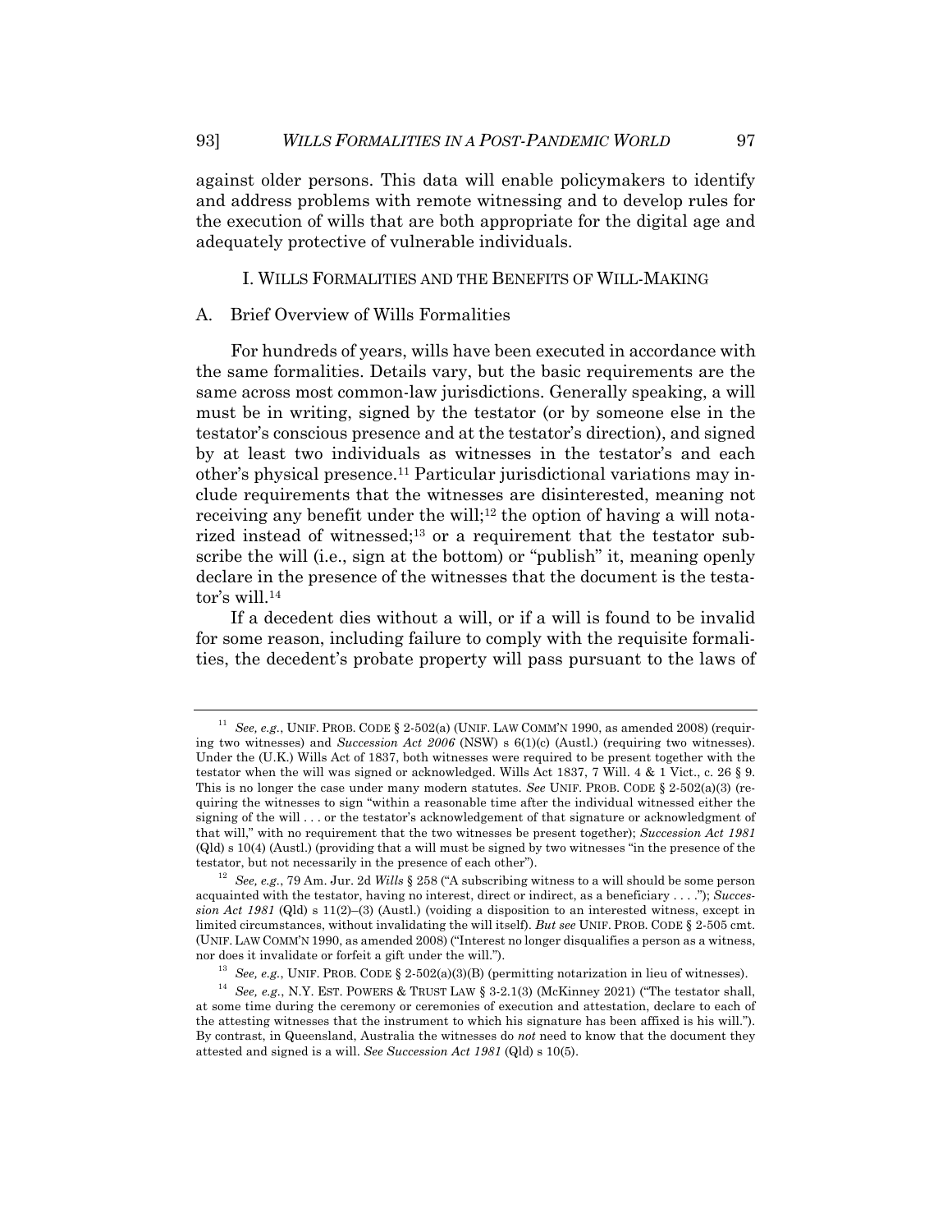against older persons. This data will enable policymakers to identify and address problems with remote witnessing and to develop rules for the execution of wills that are both appropriate for the digital age and adequately protective of vulnerable individuals.

## I. WILLS FORMALITIES AND THE BENEFITS OF WILL-MAKING

### A. Brief Overview of Wills Formalities

For hundreds of years, wills have been executed in accordance with the same formalities. Details vary, but the basic requirements are the same across most common-law jurisdictions. Generally speaking, a will must be in writing, signed by the testator (or by someone else in the testator's conscious presence and at the testator's direction), and signed by at least two individuals as witnesses in the testator's and each other's physical presence.[11] Particular jurisdictional variations may include requirements that the witnesses are disinterested, meaning not receiving any benefit under the will;[12] the option of having a will notarized instead of witnessed;[13] or a requirement that the testator subscribe the will (i.e., sign at the bottom) or "publish" it, meaning openly declare in the presence of the witnesses that the document is the testator's will.[14]

If a decedent dies without a will, or if a will is found to be invalid for some reason, including failure to comply with the requisite formalities, the decedent's probate property will pass pursuant to the laws of

---

[11] *See, e.g.*, UNIF. PROB. CODE § 2-502(a) (UNIF. LAW COMM'N 1990, as amended 2008) (requiring two witnesses) and *Succession Act 2006* (NSW) s 6(1)(c) (Austl.) (requiring two witnesses). Under the (U.K.) Wills Act of 1837, both witnesses were required to be present together with the testator when the will was signed or acknowledged. Wills Act 1837, 7 Will. 4 & 1 Vict., c. 26 § 9. This is no longer the case under many modern statutes. *See* UNIF. PROB. CODE § 2-502(a)(3) (requiring the witnesses to sign "within a reasonable time after the individual witnessed either the signing of the will . . . or the testator's acknowledgement of that signature or acknowledgment of that will," with no requirement that the two witnesses be present together); *Succession Act 1981* (Qld) s 10(4) (Austl.) (providing that a will must be signed by two witnesses "in the presence of the testator, but not necessarily in the presence of each other").

[12] *See, e.g.*, 79 Am. Jur. 2d *Wills* § 258 ("A subscribing witness to a will should be some person acquainted with the testator, having no interest, direct or indirect, as a beneficiary . . . ."); *Succession Act 1981* (Qld) s 11(2)–(3) (Austl.) (voiding a disposition to an interested witness, except in limited circumstances, without invalidating the will itself). *But see* UNIF. PROB. CODE § 2-505 cmt. (UNIF. LAW COMM'N 1990, as amended 2008) ("Interest no longer disqualifies a person as a witness, nor does it invalidate or forfeit a gift under the will.").

[13] *See, e.g.*, UNIF. PROB. CODE § 2-502(a)(3)(B) (permitting notarization in lieu of witnesses).

[14] *See, e.g.*, N.Y. EST. POWERS & TRUST LAW § 3-2.1(3) (McKinney 2021) ("The testator shall, at some time during the ceremony or ceremonies of execution and attestation, declare to each of the attesting witnesses that the instrument to which his signature has been affixed is his will."). By contrast, in Queensland, Australia the witnesses do *not* need to know that the document they attested and signed is a will. *See Succession Act 1981* (Qld) s 10(5).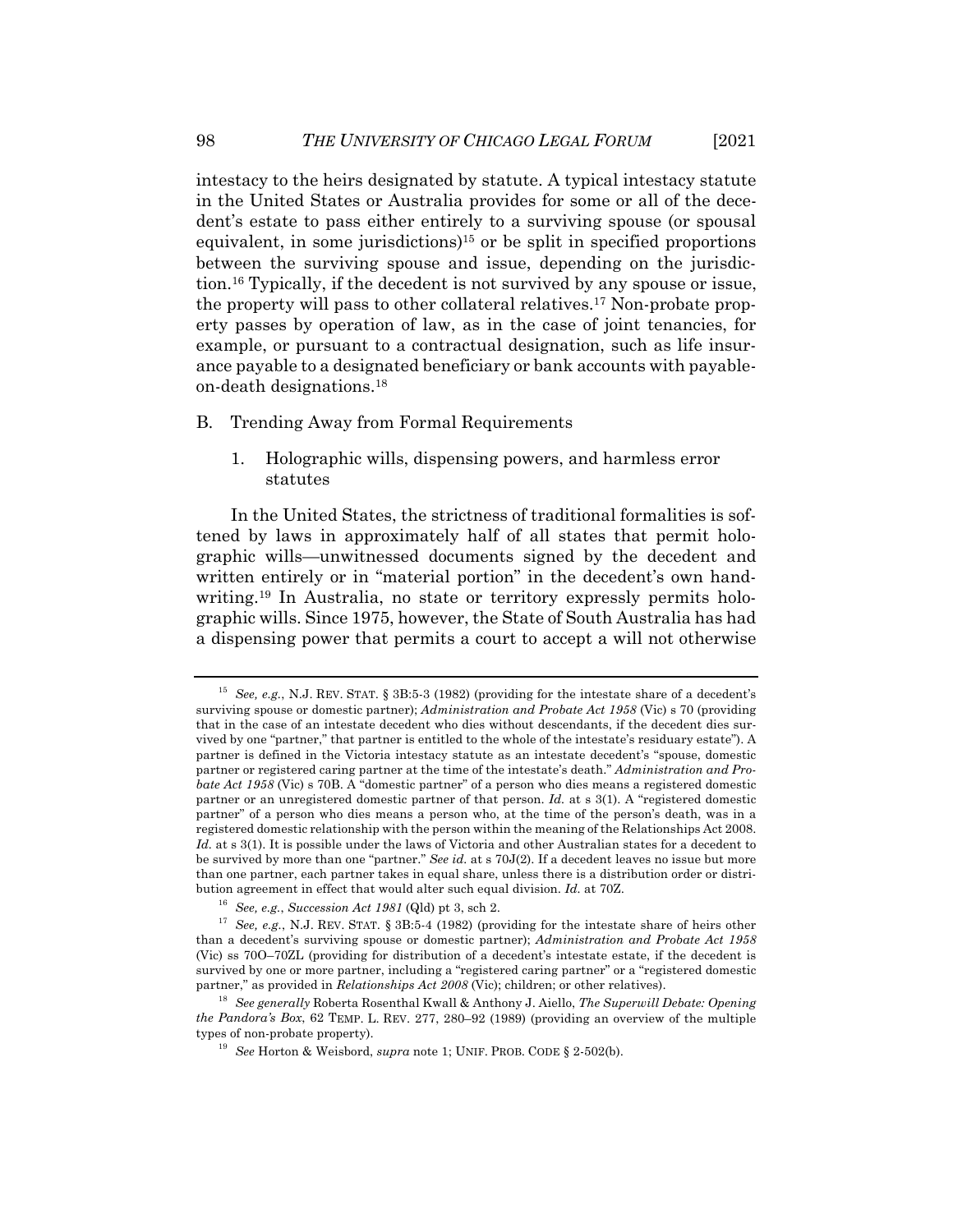intestacy to the heirs designated by statute. A typical intestacy statute in the United States or Australia provides for some or all of the decedent's estate to pass either entirely to a surviving spouse (or spousal equivalent, in some jurisdictions)[15] or be split in specified proportions between the surviving spouse and issue, depending on the jurisdiction.[16] Typically, if the decedent is not survived by any spouse or issue, the property will pass to other collateral relatives.[17] Non-probate property passes by operation of law, as in the case of joint tenancies, for example, or pursuant to a contractual designation, such as life insurance payable to a designated beneficiary or bank accounts with payable-on-death designations.[18]

### B. Trending Away from Formal Requirements

#### 1. Holographic wills, dispensing powers, and harmless error statutes

In the United States, the strictness of traditional formalities is softened by laws in approximately half of all states that permit holographic wills—unwitnessed documents signed by the decedent and written entirely or in "material portion" in the decedent's own handwriting.[19] In Australia, no state or territory expressly permits holographic wills. Since 1975, however, the State of South Australia has had a dispensing power that permits a court to accept a will not otherwise

---

[15] *See, e.g.*, N.J. REV. STAT. § 3B:5-3 (1982) (providing for the intestate share of a decedent's surviving spouse or domestic partner); *Administration and Probate Act 1958* (Vic) s 70 (providing that in the case of an intestate decedent who dies without descendants, if the decedent dies survived by one "partner," that partner is entitled to the whole of the intestate's residuary estate"). A partner is defined in the Victoria intestacy statute as an intestate decedent's "spouse, domestic partner or registered caring partner at the time of the intestate's death." *Administration and Probate Act 1958* (Vic) s 70B. A "domestic partner" of a person who dies means a registered domestic partner or an unregistered domestic partner of that person. *Id.* at s 3(1). A "registered domestic partner" of a person who dies means a person who, at the time of the person's death, was in a registered domestic relationship with the person within the meaning of the Relationships Act 2008. *Id.* at s 3(1). It is possible under the laws of Victoria and other Australian states for a decedent to be survived by more than one "partner." *See id.* at s 70J(2). If a decedent leaves no issue but more than one partner, each partner takes in equal share, unless there is a distribution order or distribution agreement in effect that would alter such equal division. *Id.* at 70Z.

[16] *See, e.g.*, *Succession Act 1981* (Qld) pt 3, sch 2.

[17] *See, e.g.*, N.J. REV. STAT. § 3B:5-4 (1982) (providing for the intestate share of heirs other than a decedent's surviving spouse or domestic partner); *Administration and Probate Act 1958* (Vic) ss 70O–70ZL (providing for distribution of a decedent's intestate estate, if the decedent is survived by one or more partner, including a "registered caring partner" or a "registered domestic partner," as provided in *Relationships Act 2008* (Vic); children; or other relatives).

[18] *See generally* Roberta Rosenthal Kwall & Anthony J. Aiello, *The Superwill Debate: Opening the Pandora's Box*, 62 TEMP. L. REV. 277, 280–92 (1989) (providing an overview of the multiple types of non-probate property).

[19] *See* Horton & Weisbord, *supra* note 1; UNIF. PROB. CODE § 2-502(b).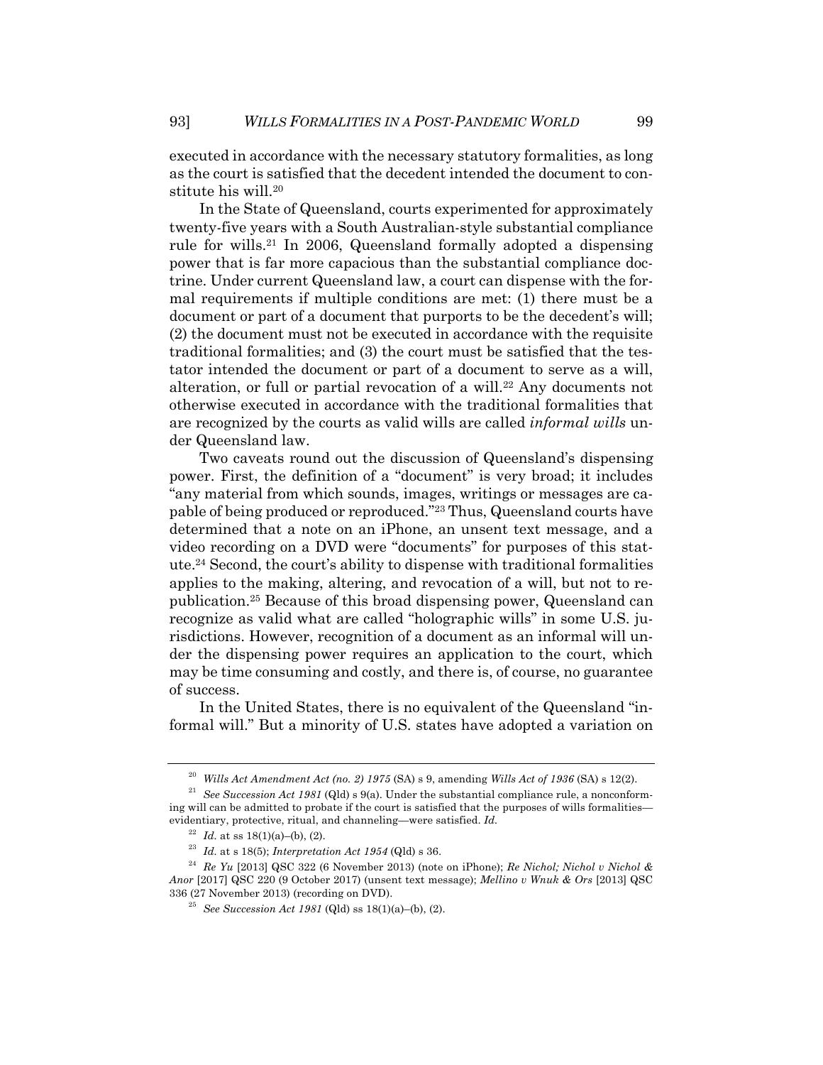executed in accordance with the necessary statutory formalities, as long as the court is satisfied that the decedent intended the document to constitute his will.[20]

In the State of Queensland, courts experimented for approximately twenty-five years with a South Australian-style substantial compliance rule for wills.[21] In 2006, Queensland formally adopted a dispensing power that is far more capacious than the substantial compliance doctrine. Under current Queensland law, a court can dispense with the formal requirements if multiple conditions are met: (1) there must be a document or part of a document that purports to be the decedent's will; (2) the document must not be executed in accordance with the requisite traditional formalities; and (3) the court must be satisfied that the testator intended the document or part of a document to serve as a will, alteration, or full or partial revocation of a will.[22] Any documents not otherwise executed in accordance with the traditional formalities that are recognized by the courts as valid wills are called *informal wills* under Queensland law.

Two caveats round out the discussion of Queensland's dispensing power. First, the definition of a "document" is very broad; it includes "any material from which sounds, images, writings or messages are capable of being produced or reproduced."[23] Thus, Queensland courts have determined that a note on an iPhone, an unsent text message, and a video recording on a DVD were "documents" for purposes of this statute.[24] Second, the court's ability to dispense with traditional formalities applies to the making, altering, and revocation of a will, but not to republication.[25] Because of this broad dispensing power, Queensland can recognize as valid what are called "holographic wills" in some U.S. jurisdictions. However, recognition of a document as an informal will under the dispensing power requires an application to the court, which may be time consuming and costly, and there is, of course, no guarantee of success.

In the United States, there is no equivalent of the Queensland "informal will." But a minority of U.S. states have adopted a variation on

---

[20] *Wills Act Amendment Act (no. 2) 1975* (SA) s 9, amending *Wills Act of 1936* (SA) s 12(2).

[21] *See Succession Act 1981* (Qld) s 9(a). Under the substantial compliance rule, a nonconforming will can be admitted to probate if the court is satisfied that the purposes of wills formalities—evidentiary, protective, ritual, and channeling—were satisfied. *Id.*

[22] *Id.* at ss 18(1)(a)–(b), (2).

[23] *Id.* at s 18(5); *Interpretation Act 1954* (Qld) s 36.

[24] *Re Yu* [2013] QSC 322 (6 November 2013) (note on iPhone); *Re Nichol; Nichol v Nichol & Anor* [2017] QSC 220 (9 October 2017) (unsent text message); *Mellino v Wnuk & Ors* [2013] QSC 336 (27 November 2013) (recording on DVD).

[25] *See Succession Act 1981* (Qld) ss 18(1)(a)–(b), (2).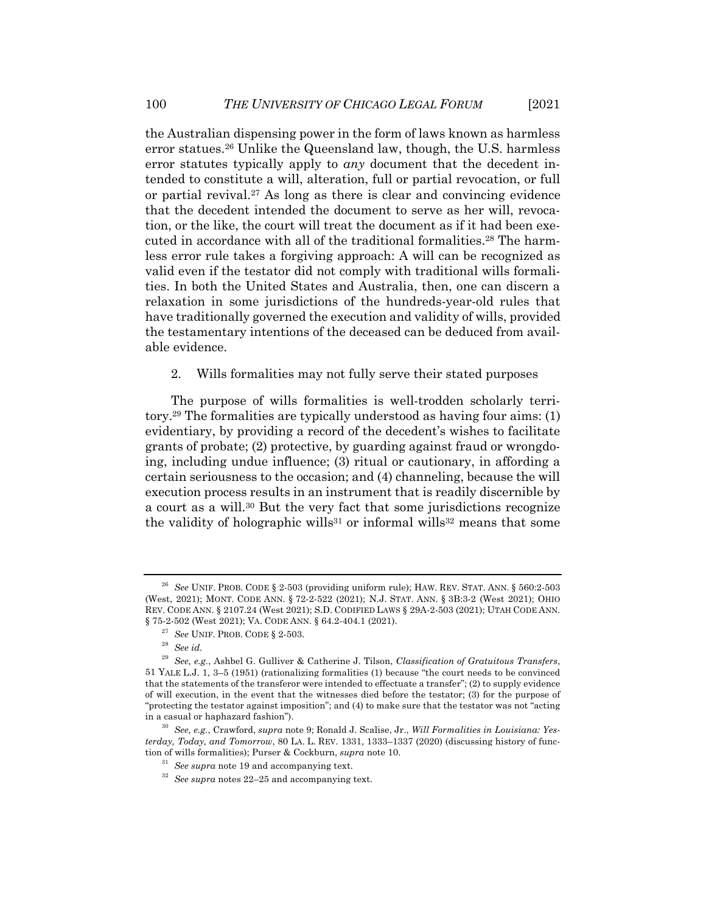the Australian dispensing power in the form of laws known as harmless error statues.[26] Unlike the Queensland law, though, the U.S. harmless error statutes typically apply to *any* document that the decedent intended to constitute a will, alteration, full or partial revocation, or full or partial revival.[27] As long as there is clear and convincing evidence that the decedent intended the document to serve as her will, revocation, or the like, the court will treat the document as if it had been executed in accordance with all of the traditional formalities.[28] The harmless error rule takes a forgiving approach: A will can be recognized as valid even if the testator did not comply with traditional wills formalities. In both the United States and Australia, then, one can discern a relaxation in some jurisdictions of the hundreds-year-old rules that have traditionally governed the execution and validity of wills, provided the testamentary intentions of the deceased can be deduced from available evidence.

2. Wills formalities may not fully serve their stated purposes

The purpose of wills formalities is well-trodden scholarly territory.[29] The formalities are typically understood as having four aims: (1) evidentiary, by providing a record of the decedent's wishes to facilitate grants of probate; (2) protective, by guarding against fraud or wrongdoing, including undue influence; (3) ritual or cautionary, in affording a certain seriousness to the occasion; and (4) channeling, because the will execution process results in an instrument that is readily discernible by a court as a will.[30] But the very fact that some jurisdictions recognize the validity of holographic wills[31] or informal wills[32] means that some

---

[26] *See* UNIF. PROB. CODE § 2-503 (providing uniform rule); HAW. REV. STAT. ANN. § 560:2-503 (West, 2021); MONT. CODE ANN. § 72-2-522 (2021); N.J. STAT. ANN. § 3B:3-2 (West 2021); OHIO REV. CODE ANN. § 2107.24 (West 2021); S.D. CODIFIED LAWS § 29A-2-503 (2021); UTAH CODE ANN. § 75-2-502 (West 2021); VA. CODE ANN. § 64.2-404.1 (2021).

[27] *See* UNIF. PROB. CODE § 2-503.

[28] *See id.*

[29] *See, e.g.*, Ashbel G. Gulliver & Catherine J. Tilson, *Classification of Gratuitous Transfers*, 51 YALE L.J. 1, 3–5 (1951) (rationalizing formalities (1) because "the court needs to be convinced that the statements of the transferor were intended to effectuate a transfer"; (2) to supply evidence of will execution, in the event that the witnesses died before the testator; (3) for the purpose of "protecting the testator against imposition"; and (4) to make sure that the testator was not "acting in a casual or haphazard fashion").

[30] *See, e.g.*, Crawford, *supra* note 9; Ronald J. Scalise, Jr., *Will Formalities in Louisiana: Yesterday, Today, and Tomorrow*, 80 LA. L. REV. 1331, 1333–1337 (2020) (discussing history of function of wills formalities); Purser & Cockburn, *supra* note 10.

[31] *See supra* note 19 and accompanying text.

[32] *See supra* notes 22–25 and accompanying text.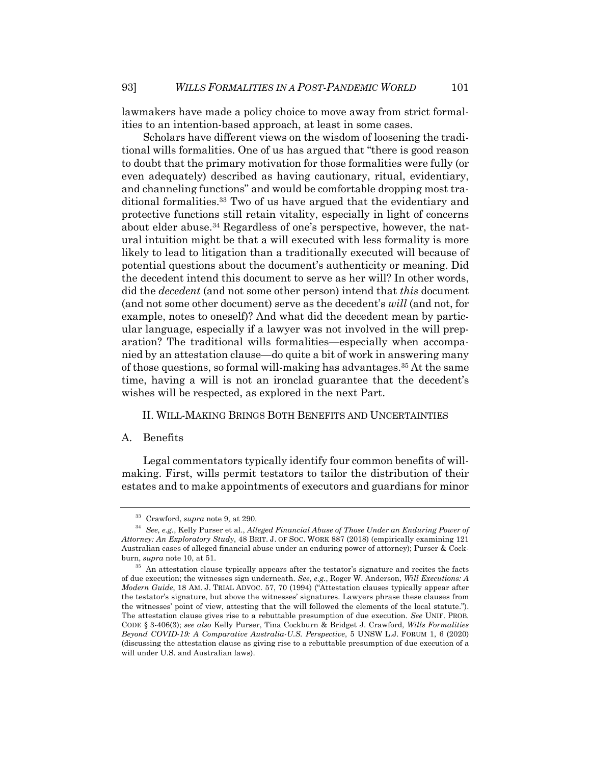lawmakers have made a policy choice to move away from strict formalities to an intention-based approach, at least in some cases.

Scholars have different views on the wisdom of loosening the traditional wills formalities. One of us has argued that "there is good reason to doubt that the primary motivation for those formalities were fully (or even adequately) described as having cautionary, ritual, evidentiary, and channeling functions" and would be comfortable dropping most traditional formalities.[33] Two of us have argued that the evidentiary and protective functions still retain vitality, especially in light of concerns about elder abuse.[34] Regardless of one's perspective, however, the natural intuition might be that a will executed with less formality is more likely to lead to litigation than a traditionally executed will because of potential questions about the document's authenticity or meaning. Did the decedent intend this document to serve as her will? In other words, did the *decedent* (and not some other person) intend that *this* document (and not some other document) serve as the decedent's *will* (and not, for example, notes to oneself)? And what did the decedent mean by particular language, especially if a lawyer was not involved in the will preparation? The traditional wills formalities—especially when accompanied by an attestation clause—do quite a bit of work in answering many of those questions, so formal will-making has advantages.[35] At the same time, having a will is not an ironclad guarantee that the decedent's wishes will be respected, as explored in the next Part.

## II. WILL-MAKING BRINGS BOTH BENEFITS AND UNCERTAINTIES

### A. Benefits

Legal commentators typically identify four common benefits of will-making. First, wills permit testators to tailor the distribution of their estates and to make appointments of executors and guardians for minor

---

[33] Crawford, *supra* note 9, at 290.

[34] *See, e.g.*, Kelly Purser et al., *Alleged Financial Abuse of Those Under an Enduring Power of Attorney: An Exploratory Study*, 48 BRIT. J. OF SOC. WORK 887 (2018) (empirically examining 121 Australian cases of alleged financial abuse under an enduring power of attorney); Purser & Cockburn, *supra* note 10, at 51.

[35] An attestation clause typically appears after the testator's signature and recites the facts of due execution; the witnesses sign underneath. *See, e.g.*, Roger W. Anderson, *Will Executions: A Modern Guide*, 18 AM. J. TRIAL ADVOC. 57, 70 (1994) ("Attestation clauses typically appear after the testator's signature, but above the witnesses' signatures. Lawyers phrase these clauses from the witnesses' point of view, attesting that the will followed the elements of the local statute."). The attestation clause gives rise to a rebuttable presumption of due execution. *See* UNIF. PROB. CODE § 3-406(3); *see also* Kelly Purser, Tina Cockburn & Bridget J. Crawford, *Wills Formalities Beyond COVID-19: A Comparative Australia-U.S. Perspective*, 5 UNSW L.J. FORUM 1, 6 (2020) (discussing the attestation clause as giving rise to a rebuttable presumption of due execution of a will under U.S. and Australian laws).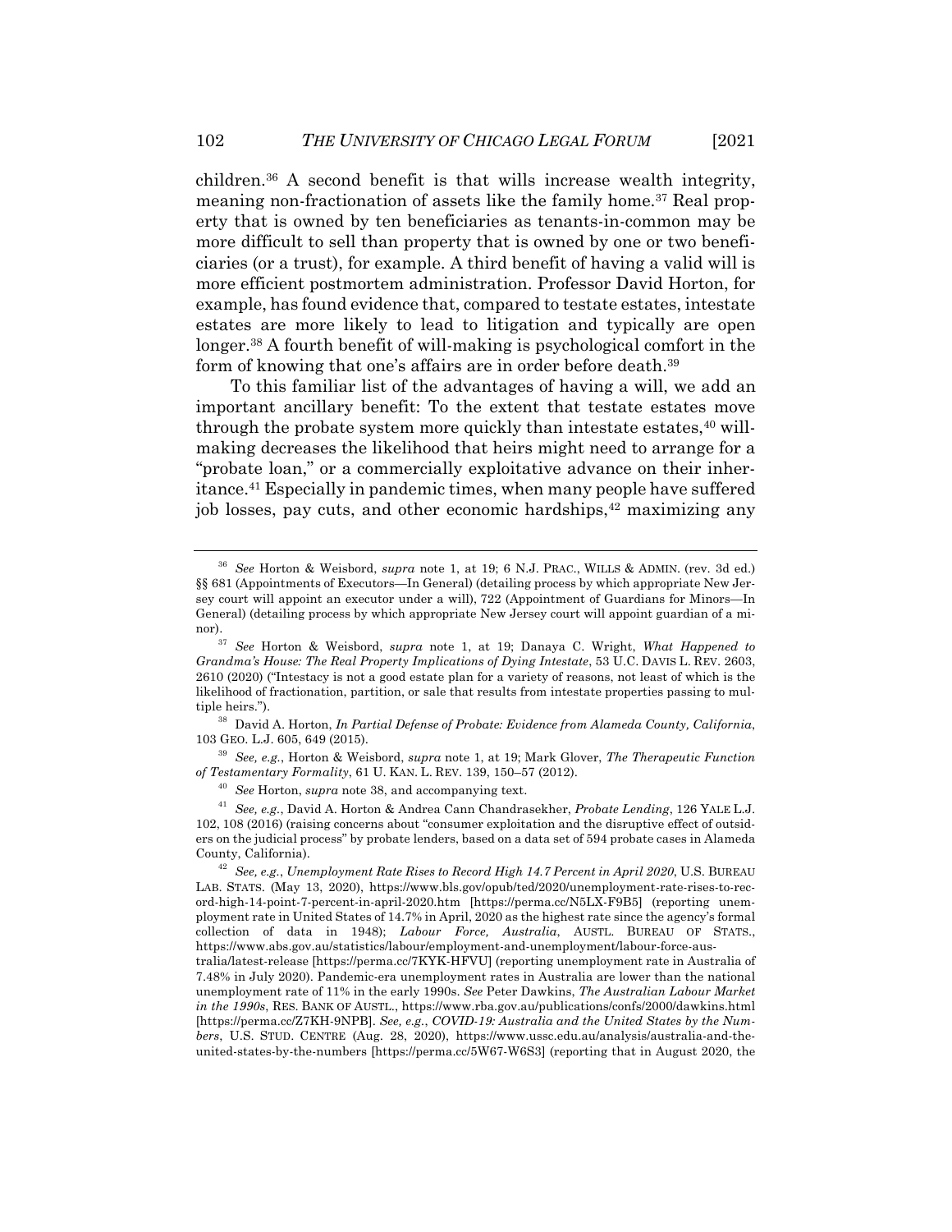children.[36] A second benefit is that wills increase wealth integrity, meaning non-fractionation of assets like the family home.[37] Real property that is owned by ten beneficiaries as tenants-in-common may be more difficult to sell than property that is owned by one or two beneficiaries (or a trust), for example. A third benefit of having a valid will is more efficient postmortem administration. Professor David Horton, for example, has found evidence that, compared to testate estates, intestate estates are more likely to lead to litigation and typically are open longer.[38] A fourth benefit of will-making is psychological comfort in the form of knowing that one's affairs are in order before death.[39]

To this familiar list of the advantages of having a will, we add an important ancillary benefit: To the extent that testate estates move through the probate system more quickly than intestate estates,[40] will-making decreases the likelihood that heirs might need to arrange for a "probate loan," or a commercially exploitative advance on their inheritance.[41] Especially in pandemic times, when many people have suffered job losses, pay cuts, and other economic hardships,[42] maximizing any

---

[36] *See* Horton & Weisbord, *supra* note 1, at 19; 6 N.J. PRAC., WILLS & ADMIN. (rev. 3d ed.) §§ 681 (Appointments of Executors—In General) (detailing process by which appropriate New Jersey court will appoint an executor under a will), 722 (Appointment of Guardians for Minors—In General) (detailing process by which appropriate New Jersey court will appoint guardian of a minor).

[37] *See* Horton & Weisbord, *supra* note 1, at 19; Danaya C. Wright, *What Happened to Grandma's House: The Real Property Implications of Dying Intestate*, 53 U.C. DAVIS L. REV. 2603, 2610 (2020) ("Intestacy is not a good estate plan for a variety of reasons, not least of which is the likelihood of fractionation, partition, or sale that results from intestate properties passing to multiple heirs.").

[38] David A. Horton, *In Partial Defense of Probate: Evidence from Alameda County, California*, 103 GEO. L.J. 605, 649 (2015).

[39] *See, e.g.*, Horton & Weisbord, *supra* note 1, at 19; Mark Glover, *The Therapeutic Function of Testamentary Formality*, 61 U. KAN. L. REV. 139, 150–57 (2012).

[40] *See* Horton, *supra* note 38, and accompanying text.

[41] *See, e.g.*, David A. Horton & Andrea Cann Chandrasekher, *Probate Lending*, 126 YALE L.J. 102, 108 (2016) (raising concerns about "consumer exploitation and the disruptive effect of outsiders on the judicial process" by probate lenders, based on a data set of 594 probate cases in Alameda County, California).

[42] *See, e.g.*, *Unemployment Rate Rises to Record High 14.7 Percent in April 2020*, U.S. BUREAU LAB. STATS. (May 13, 2020), https://www.bls.gov/opub/ted/2020/unemployment-rate-rises-to-record-high-14-point-7-percent-in-april-2020.htm [https://perma.cc/N5LX-F9B5] (reporting unemployment rate in United States of 14.7% in April, 2020 as the highest rate since the agency's formal collection of data in 1948); *Labour Force, Australia*, AUSTL. BUREAU OF STATS., https://www.abs.gov.au/statistics/labour/employment-and-unemployment/labour-force-australia/latest-release [https://perma.cc/7KYK-HFVU] (reporting unemployment rate in Australia of 7.48% in July 2020). Pandemic-era unemployment rates in Australia are lower than the national unemployment rate of 11% in the early 1990s. *See* Peter Dawkins, *The Australian Labour Market in the 1990s*, RES. BANK OF AUSTL., https://www.rba.gov.au/publications/confs/2000/dawkins.html [https://perma.cc/Z7KH-9NPB]. *See, e.g.*, *COVID-19: Australia and the United States by the Numbers*, U.S. STUD. CENTRE (Aug. 28, 2020), https://www.ussc.edu.au/analysis/australia-and-the-united-states-by-the-numbers [https://perma.cc/5W67-W6S3] (reporting that in August 2020, the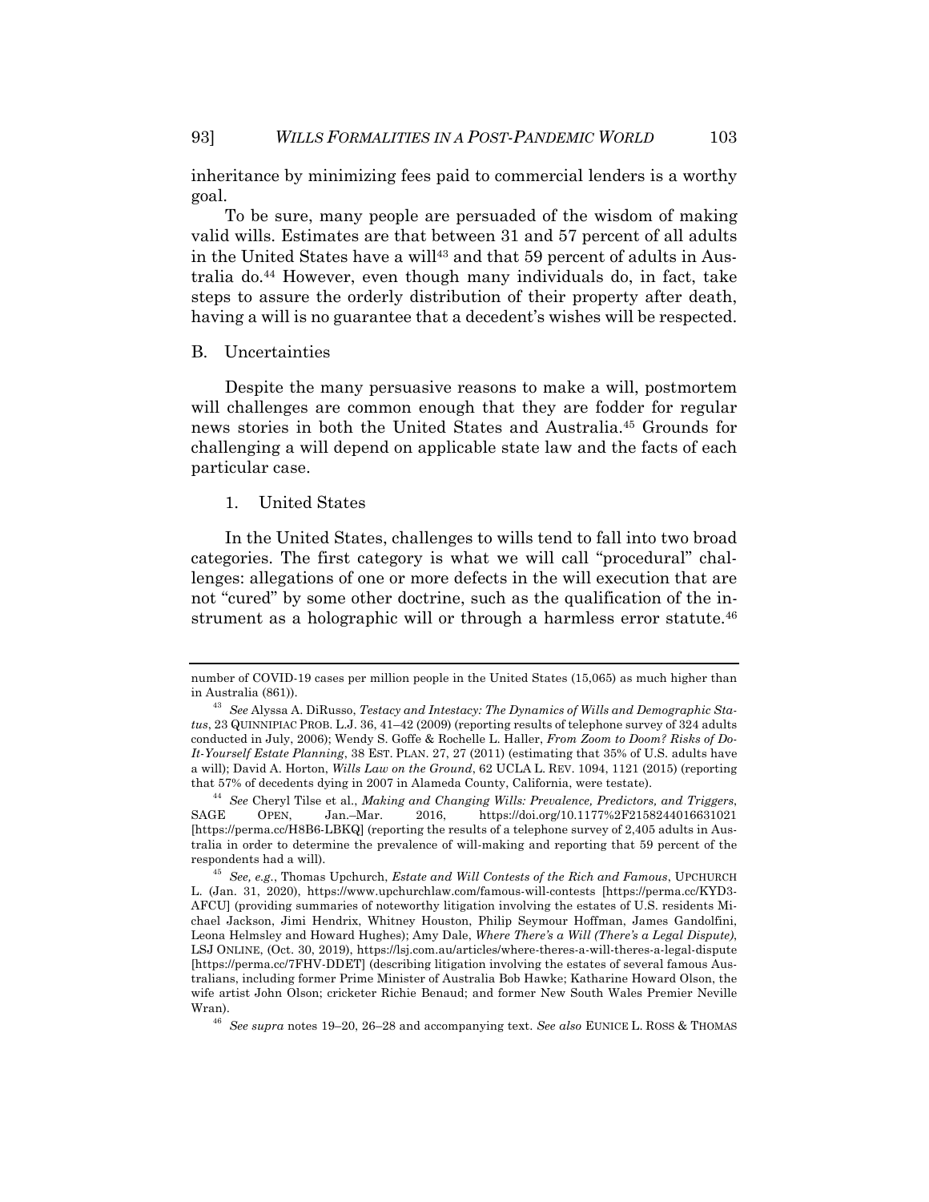inheritance by minimizing fees paid to commercial lenders is a worthy goal.

To be sure, many people are persuaded of the wisdom of making valid wills. Estimates are that between 31 and 57 percent of all adults in the United States have a will[43] and that 59 percent of adults in Australia do.[44] However, even though many individuals do, in fact, take steps to assure the orderly distribution of their property after death, having a will is no guarantee that a decedent's wishes will be respected.

## B. Uncertainties

Despite the many persuasive reasons to make a will, postmortem will challenges are common enough that they are fodder for regular news stories in both the United States and Australia.[45] Grounds for challenging a will depend on applicable state law and the facts of each particular case.

### 1. United States

In the United States, challenges to wills tend to fall into two broad categories. The first category is what we will call "procedural" challenges: allegations of one or more defects in the will execution that are not "cured" by some other doctrine, such as the qualification of the instrument as a holographic will or through a harmless error statute.[46]

---

number of COVID-19 cases per million people in the United States (15,065) as much higher than in Australia (861)).

[43] *See* Alyssa A. DiRusso, *Testacy and Intestacy: The Dynamics of Wills and Demographic Status*, 23 QUINNIPIAC PROB. L.J. 36, 41–42 (2009) (reporting results of telephone survey of 324 adults conducted in July, 2006); Wendy S. Goffe & Rochelle L. Haller, *From Zoom to Doom? Risks of Do-It-Yourself Estate Planning*, 38 EST. PLAN. 27, 27 (2011) (estimating that 35% of U.S. adults have a will); David A. Horton, *Wills Law on the Ground*, 62 UCLA L. REV. 1094, 1121 (2015) (reporting that 57% of decedents dying in 2007 in Alameda County, California, were testate).

[44] *See* Cheryl Tilse et al., *Making and Changing Wills: Prevalence, Predictors, and Triggers*, SAGE OPEN, Jan.–Mar. 2016, https://doi.org/10.1177%2F2158244016631021 [https://perma.cc/H8B6-LBKQ] (reporting the results of a telephone survey of 2,405 adults in Australia in order to determine the prevalence of will-making and reporting that 59 percent of the respondents had a will).

[45] *See, e.g.*, Thomas Upchurch, *Estate and Will Contests of the Rich and Famous*, UPCHURCH L. (Jan. 31, 2020), https://www.upchurchlaw.com/famous-will-contests [https://perma.cc/KYD3-AFCU] (providing summaries of noteworthy litigation involving the estates of U.S. residents Michael Jackson, Jimi Hendrix, Whitney Houston, Philip Seymour Hoffman, James Gandolfini, Leona Helmsley and Howard Hughes); Amy Dale, *Where There's a Will (There's a Legal Dispute)*, LSJ ONLINE, (Oct. 30, 2019), https://lsj.com.au/articles/where-theres-a-will-theres-a-legal-dispute [https://perma.cc/7FHV-DDET] (describing litigation involving the estates of several famous Australians, including former Prime Minister of Australia Bob Hawke; Katharine Howard Olson, the wife artist John Olson; cricketer Richie Benaud; and former New South Wales Premier Neville Wran).

[46] *See supra* notes 19–20, 26–28 and accompanying text. *See also* EUNICE L. ROSS & THOMAS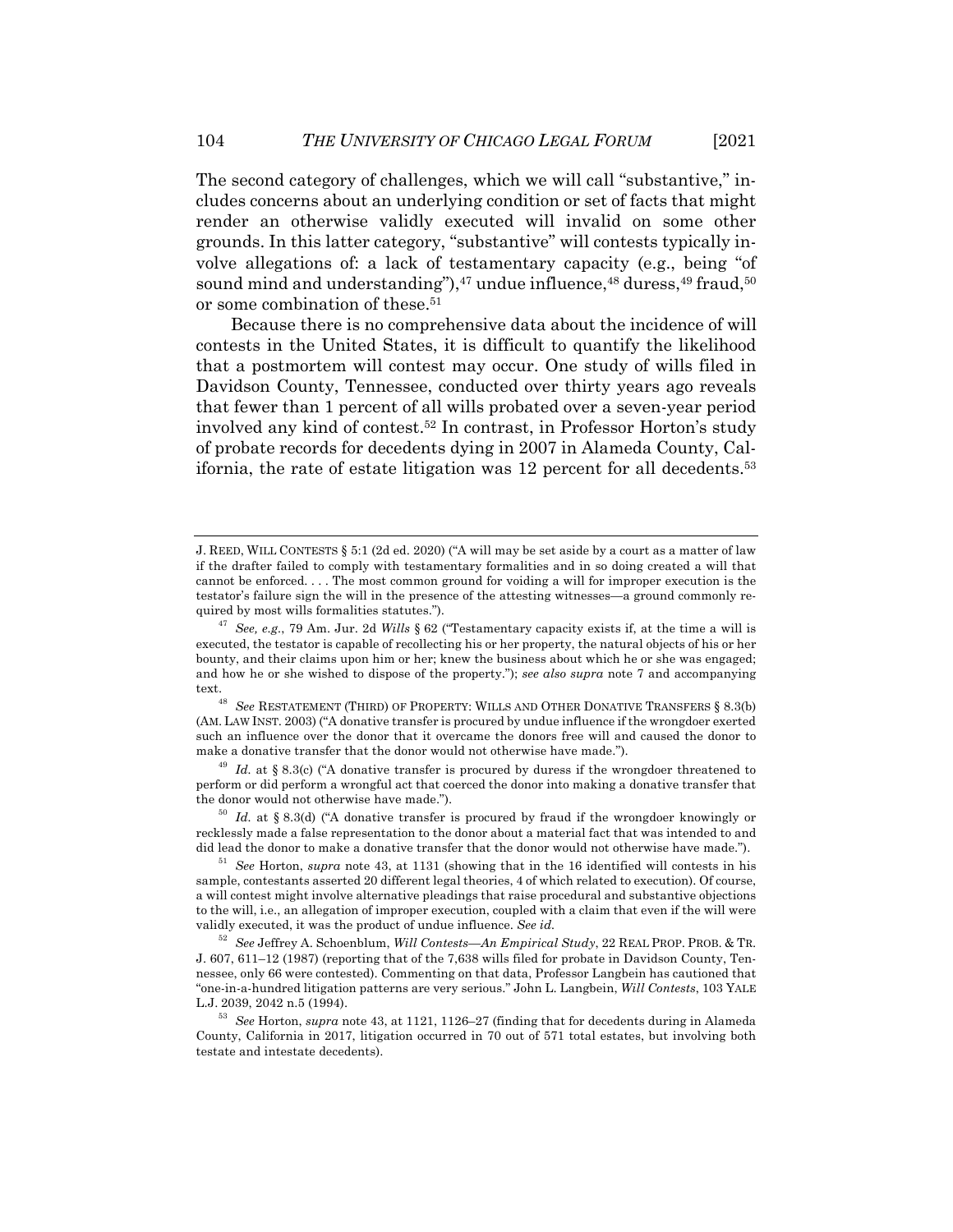The second category of challenges, which we will call "substantive," includes concerns about an underlying condition or set of facts that might render an otherwise validly executed will invalid on some other grounds. In this latter category, "substantive" will contests typically involve allegations of: a lack of testamentary capacity (e.g., being "of sound mind and understanding"),[47] undue influence,[48] duress,[49] fraud,[50] or some combination of these.[51]

Because there is no comprehensive data about the incidence of will contests in the United States, it is difficult to quantify the likelihood that a postmortem will contest may occur. One study of wills filed in Davidson County, Tennessee, conducted over thirty years ago reveals that fewer than 1 percent of all wills probated over a seven-year period involved any kind of contest.[52] In contrast, in Professor Horton's study of probate records for decedents dying in 2007 in Alameda County, California, the rate of estate litigation was 12 percent for all decedents.[53]

---

J. REED, WILL CONTESTS § 5:1 (2d ed. 2020) ("A will may be set aside by a court as a matter of law if the drafter failed to comply with testamentary formalities and in so doing created a will that cannot be enforced. . . . The most common ground for voiding a will for improper execution is the testator's failure sign the will in the presence of the attesting witnesses—a ground commonly required by most wills formalities statutes.").

[47] *See, e.g.*, 79 Am. Jur. 2d *Wills* § 62 ("Testamentary capacity exists if, at the time a will is executed, the testator is capable of recollecting his or her property, the natural objects of his or her bounty, and their claims upon him or her; knew the business about which he or she was engaged; and how he or she wished to dispose of the property."); *see also supra* note 7 and accompanying text.

[48] *See* RESTATEMENT (THIRD) OF PROPERTY: WILLS AND OTHER DONATIVE TRANSFERS § 8.3(b) (AM. LAW INST. 2003) ("A donative transfer is procured by undue influence if the wrongdoer exerted such an influence over the donor that it overcame the donors free will and caused the donor to make a donative transfer that the donor would not otherwise have made.").

[49] *Id.* at § 8.3(c) ("A donative transfer is procured by duress if the wrongdoer threatened to perform or did perform a wrongful act that coerced the donor into making a donative transfer that the donor would not otherwise have made.").

[50] *Id.* at § 8.3(d) ("A donative transfer is procured by fraud if the wrongdoer knowingly or recklessly made a false representation to the donor about a material fact that was intended to and did lead the donor to make a donative transfer that the donor would not otherwise have made.").

[51] *See* Horton, *supra* note 43, at 1131 (showing that in the 16 identified will contests in his sample, contestants asserted 20 different legal theories, 4 of which related to execution). Of course, a will contest might involve alternative pleadings that raise procedural and substantive objections to the will, i.e., an allegation of improper execution, coupled with a claim that even if the will were validly executed, it was the product of undue influence. *See id.*

[52] *See* Jeffrey A. Schoenblum, *Will Contests—An Empirical Study*, 22 REAL PROP. PROB. & TR. J. 607, 611–12 (1987) (reporting that of the 7,638 wills filed for probate in Davidson County, Tennessee, only 66 were contested). Commenting on that data, Professor Langbein has cautioned that "one-in-a-hundred litigation patterns are very serious." John L. Langbein, *Will Contests*, 103 YALE L.J. 2039, 2042 n.5 (1994).

[53] *See* Horton, *supra* note 43, at 1121, 1126–27 (finding that for decedents during in Alameda County, California in 2017, litigation occurred in 70 out of 571 total estates, but involving both testate and intestate decedents).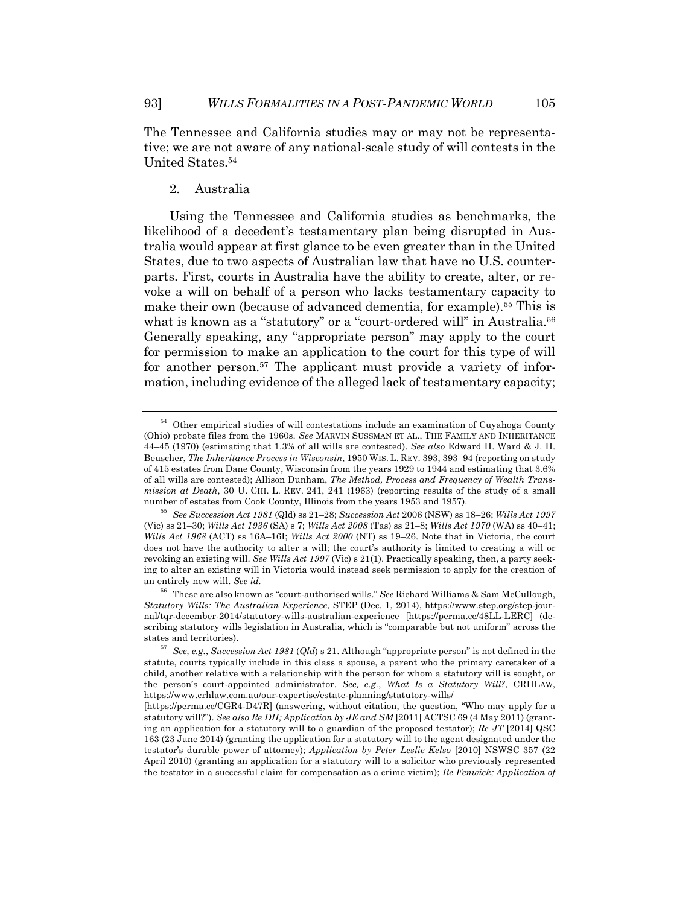The Tennessee and California studies may or may not be representative; we are not aware of any national-scale study of will contests in the United States.[54]

2. Australia

Using the Tennessee and California studies as benchmarks, the likelihood of a decedent's testamentary plan being disrupted in Australia would appear at first glance to be even greater than in the United States, due to two aspects of Australian law that have no U.S. counterparts. First, courts in Australia have the ability to create, alter, or revoke a will on behalf of a person who lacks testamentary capacity to make their own (because of advanced dementia, for example).[55] This is what is known as a "statutory" or a "court-ordered will" in Australia.[56] Generally speaking, any "appropriate person" may apply to the court for permission to make an application to the court for this type of will for another person.[57] The applicant must provide a variety of information, including evidence of the alleged lack of testamentary capacity;

---

[54] Other empirical studies of will contestations include an examination of Cuyahoga County (Ohio) probate files from the 1960s. *See* MARVIN SUSSMAN ET AL., THE FAMILY AND INHERITANCE 44–45 (1970) (estimating that 1.3% of all wills are contested). *See also* Edward H. Ward & J. H. Beuscher, *The Inheritance Process in Wisconsin*, 1950 WIS. L. REV. 393, 393–94 (reporting on study of 415 estates from Dane County, Wisconsin from the years 1929 to 1944 and estimating that 3.6% of all wills are contested); Allison Dunham, *The Method, Process and Frequency of Wealth Transmission at Death*, 30 U. CHI. L. REV. 241, 241 (1963) (reporting results of the study of a small number of estates from Cook County, Illinois from the years 1953 and 1957).

[55] *See Succession Act 1981* (Qld) ss 21–28; *Succession Act* 2006 (NSW) ss 18–26; *Wills Act 1997* (Vic) ss 21–30; *Wills Act 1936* (SA) s 7; *Wills Act 2008* (Tas) ss 21–8; *Wills Act 1970* (WA) ss 40–41; *Wills Act 1968* (ACT) ss 16A–16I; *Wills Act 2000* (NT) ss 19–26. Note that in Victoria, the court does not have the authority to alter a will; the court's authority is limited to creating a will or revoking an existing will. *See Wills Act 1997* (Vic) s 21(1). Practically speaking, then, a party seeking to alter an existing will in Victoria would instead seek permission to apply for the creation of an entirely new will. *See id.*

[56] These are also known as "court-authorised wills." *See* Richard Williams & Sam McCullough, *Statutory Wills: The Australian Experience*, STEP (Dec. 1, 2014), https://www.step.org/step-journal/tqr-december-2014/statutory-wills-australian-experience [https://perma.cc/48LL-LERC] (describing statutory wills legislation in Australia, which is "comparable but not uniform" across the states and territories).

[57] *See, e.g.*, *Succession Act 1981* (*Qld*) s 21. Although "appropriate person" is not defined in the statute, courts typically include in this class a spouse, a parent who the primary caretaker of a child, another relative with a relationship with the person for whom a statutory will is sought, or the person's court-appointed administrator. *See, e.g.*, *What Is a Statutory Will?*, CRHLAW, https://www.crhlaw.com.au/our-expertise/estate-planning/statutory-wills/ [https://perma.cc/CGR4-D47R] (answering, without citation, the question, "Who may apply for a statutory will?"). *See also Re DH; Application by JE and SM* [2011] ACTSC 69 (4 May 2011) (granting an application for a statutory will to a guardian of the proposed testator); *Re JT* [2014] QSC 163 (23 June 2014) (granting the application for a statutory will to the agent designated under the testator's durable power of attorney); *Application by Peter Leslie Kelso* [2010] NSWSC 357 (22 April 2010) (granting an application for a statutory will to a solicitor who previously represented the testator in a successful claim for compensation as a crime victim); *Re Fenwick; Application of*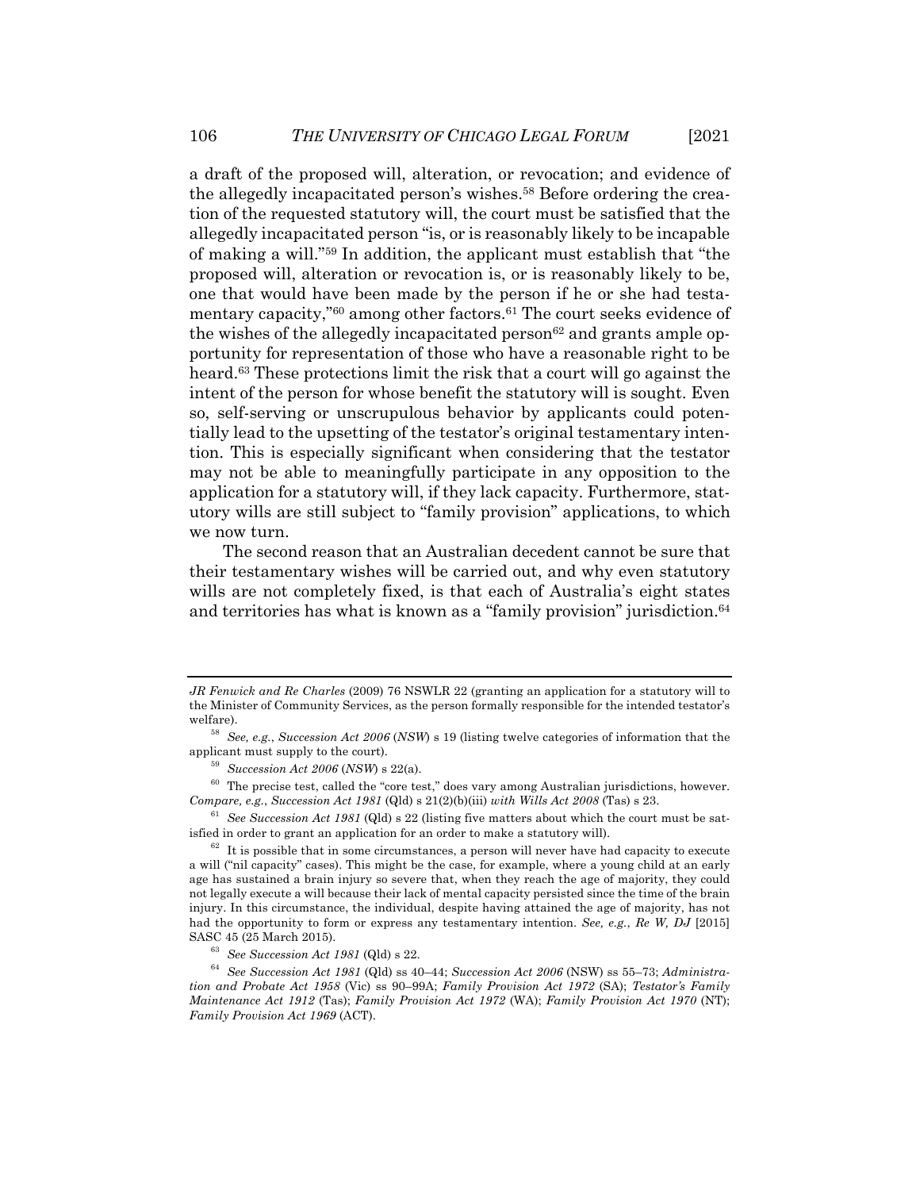a draft of the proposed will, alteration, or revocation; and evidence of the allegedly incapacitated person's wishes.[58] Before ordering the creation of the requested statutory will, the court must be satisfied that the allegedly incapacitated person "is, or is reasonably likely to be incapable of making a will."[59] In addition, the applicant must establish that "the proposed will, alteration or revocation is, or is reasonably likely to be, one that would have been made by the person if he or she had testamentary capacity,"[60] among other factors.[61] The court seeks evidence of the wishes of the allegedly incapacitated person[62] and grants ample opportunity for representation of those who have a reasonable right to be heard.[63] These protections limit the risk that a court will go against the intent of the person for whose benefit the statutory will is sought. Even so, self-serving or unscrupulous behavior by applicants could potentially lead to the upsetting of the testator's original testamentary intention. This is especially significant when considering that the testator may not be able to meaningfully participate in any opposition to the application for a statutory will, if they lack capacity. Furthermore, statutory wills are still subject to "family provision" applications, to which we now turn.

The second reason that an Australian decedent cannot be sure that their testamentary wishes will be carried out, and why even statutory wills are not completely fixed, is that each of Australia's eight states and territories has what is known as a "family provision" jurisdiction.[64]

---

*JR Fenwick and Re Charles* (2009) 76 NSWLR 22 (granting an application for a statutory will to the Minister of Community Services, as the person formally responsible for the intended testator's welfare).

[58] *See, e.g.*, *Succession Act 2006* (*NSW*) s 19 (listing twelve categories of information that the applicant must supply to the court).

[59] *Succession Act 2006* (*NSW*) s 22(a).

[60] The precise test, called the "core test," does vary among Australian jurisdictions, however. *Compare, e.g.*, *Succession Act 1981* (Qld) s 21(2)(b)(iii) *with Wills Act 2008* (Tas) s 23.

[61] *See Succession Act 1981* (Qld) s 22 (listing five matters about which the court must be satisfied in order to grant an application for an order to make a statutory will).

[62] It is possible that in some circumstances, a person will never have had capacity to execute a will ("nil capacity" cases). This might be the case, for example, where a young child at an early age has sustained a brain injury so severe that, when they reach the age of majority, they could not legally execute a will because their lack of mental capacity persisted since the time of the brain injury. In this circumstance, the individual, despite having attained the age of majority, has not had the opportunity to form or express any testamentary intention. *See, e.g.*, *Re W, DJ* [2015] SASC 45 (25 March 2015).

[63] *See Succession Act 1981* (Qld) s 22.

[64] *See Succession Act 1981* (Qld) ss 40–44; *Succession Act 2006* (NSW) ss 55–73; *Administration and Probate Act 1958* (Vic) ss 90–99A; *Family Provision Act 1972* (SA); *Testator's Family Maintenance Act 1912* (Tas); *Family Provision Act 1972* (WA); *Family Provision Act 1970* (NT); *Family Provision Act 1969* (ACT).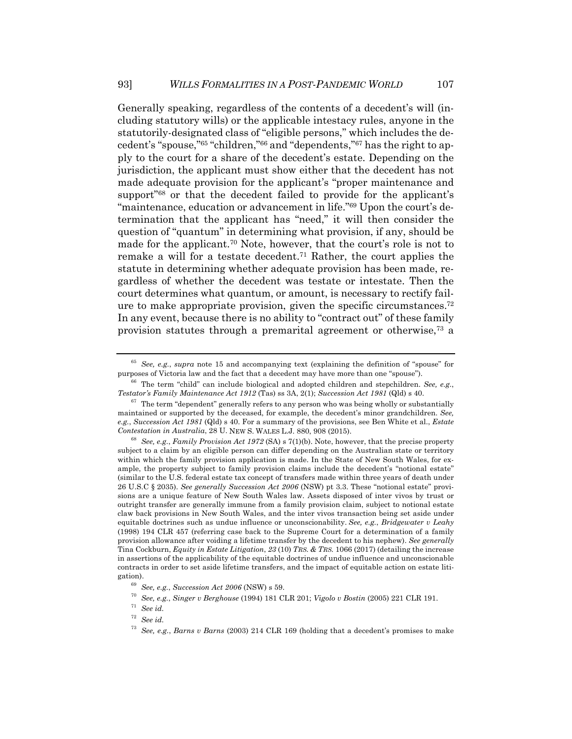Generally speaking, regardless of the contents of a decedent's will (including statutory wills) or the applicable intestacy rules, anyone in the statutorily-designated class of "eligible persons," which includes the decedent's "spouse,"[65] "children,"[66] and "dependents,"[67] has the right to apply to the court for a share of the decedent's estate. Depending on the jurisdiction, the applicant must show either that the decedent has not made adequate provision for the applicant's "proper maintenance and support"[68] or that the decedent failed to provide for the applicant's "maintenance, education or advancement in life."[69] Upon the court's determination that the applicant has "need," it will then consider the question of "quantum" in determining what provision, if any, should be made for the applicant.[70] Note, however, that the court's role is not to remake a will for a testate decedent.[71] Rather, the court applies the statute in determining whether adequate provision has been made, regardless of whether the decedent was testate or intestate. Then the court determines what quantum, or amount, is necessary to rectify failure to make appropriate provision, given the specific circumstances.[72] In any event, because there is no ability to "contract out" of these family provision statutes through a premarital agreement or otherwise,[73] a

---

[65] *See, e.g.*, *supra* note 15 and accompanying text (explaining the definition of "spouse" for purposes of Victoria law and the fact that a decedent may have more than one "spouse").

[66] The term "child" can include biological and adopted children and stepchildren. *See, e.g.*, *Testator's Family Maintenance Act 1912* (Tas) ss 3A, 2(1); *Succession Act 1981* (Qld) s 40.

[67] The term "dependent" generally refers to any person who was being wholly or substantially maintained or supported by the deceased, for example, the decedent's minor grandchildren. *See, e.g.*, *Succession Act 1981* (Qld) s 40. For a summary of the provisions, see Ben White et al., *Estate Contestation in Australia*, 28 U. NEW S. WALES L.J. 880, 908 (2015).

[68] *See, e.g.*, *Family Provision Act 1972* (SA) s 7(1)(b). Note, however, that the precise property subject to a claim by an eligible person can differ depending on the Australian state or territory within which the family provision application is made. In the State of New South Wales, for example, the property subject to family provision claims include the decedent's "notional estate" (similar to the U.S. federal estate tax concept of transfers made within three years of death under 26 U.S.C § 2035). *See generally Succession Act 2006* (NSW) pt 3.3. These "notional estate" provisions are a unique feature of New South Wales law. Assets disposed of inter vivos by trust or outright transfer are generally immune from a family provision claim, subject to notional estate claw back provisions in New South Wales, and the inter vivos transaction being set aside under equitable doctrines such as undue influence or unconscionability. *See, e.g.*, *Bridgewater v Leahy* (1998) 194 CLR 457 (referring case back to the Supreme Court for a determination of a family provision allowance after voiding a lifetime transfer by the decedent to his nephew). *See generally* Tina Cockburn, *Equity in Estate Litigation*, *23* (10) *TRS. & TRS.* 1066 (2017) (detailing the increase in assertions of the applicability of the equitable doctrines of undue influence and unconscionable contracts in order to set aside lifetime transfers, and the impact of equitable action on estate litigation).

[69] *See, e.g.*, *Succession Act 2006* (NSW) s 59.

[70] *See, e.g.*, *Singer v Berghouse* (1994) 181 CLR 201; *Vigolo v Bostin* (2005) 221 CLR 191.

[71] *See id.*

[72] *See id.*

[73] *See, e.g.*, *Barns v Barns* (2003) 214 CLR 169 (holding that a decedent's promises to make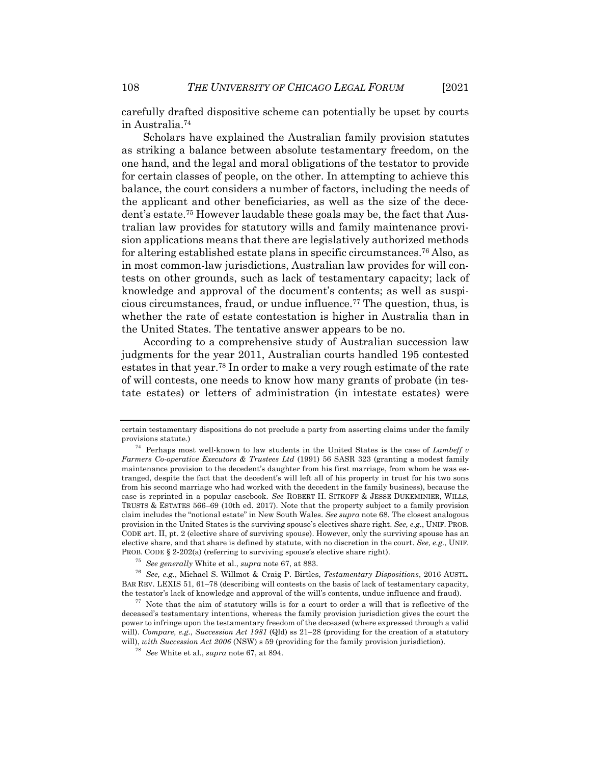carefully drafted dispositive scheme can potentially be upset by courts in Australia.[74]

Scholars have explained the Australian family provision statutes as striking a balance between absolute testamentary freedom, on the one hand, and the legal and moral obligations of the testator to provide for certain classes of people, on the other. In attempting to achieve this balance, the court considers a number of factors, including the needs of the applicant and other beneficiaries, as well as the size of the decedent's estate.[75] However laudable these goals may be, the fact that Australian law provides for statutory wills and family maintenance provision applications means that there are legislatively authorized methods for altering established estate plans in specific circumstances.[76] Also, as in most common-law jurisdictions, Australian law provides for will contests on other grounds, such as lack of testamentary capacity; lack of knowledge and approval of the document's contents; as well as suspicious circumstances, fraud, or undue influence.[77] The question, thus, is whether the rate of estate contestation is higher in Australia than in the United States. The tentative answer appears to be no.

According to a comprehensive study of Australian succession law judgments for the year 2011, Australian courts handled 195 contested estates in that year.[78] In order to make a very rough estimate of the rate of will contests, one needs to know how many grants of probate (in testate estates) or letters of administration (in intestate estates) were

---

certain testamentary dispositions do not preclude a party from asserting claims under the family provisions statute.)

[74] Perhaps most well-known to law students in the United States is the case of *Lambeff v Farmers Co-operative Executors & Trustees Ltd* (1991) 56 SASR 323 (granting a modest family maintenance provision to the decedent's daughter from his first marriage, from whom he was estranged, despite the fact that the decedent's will left all of his property in trust for his two sons from his second marriage who had worked with the decedent in the family business), because the case is reprinted in a popular casebook. *See* ROBERT H. SITKOFF & JESSE DUKEMINIER, WILLS, TRUSTS & ESTATES 566–69 (10th ed. 2017). Note that the property subject to a family provision claim includes the "notional estate" in New South Wales. *See supra* note 68. The closest analogous provision in the United States is the surviving spouse's electives share right. *See, e.g.*, UNIF. PROB. CODE art. II, pt. 2 (elective share of surviving spouse). However, only the surviving spouse has an elective share, and that share is defined by statute, with no discretion in the court. *See, e.g.*, UNIF. PROB. CODE § 2-202(a) (referring to surviving spouse's elective share right).

[75] *See generally* White et al., *supra* note 67, at 883.

[76] *See, e.g.*, Michael S. Willmot & Craig P. Birtles, *Testamentary Dispositions*, 2016 AUSTL. BAR REV. LEXIS 51, 61–78 (describing will contests on the basis of lack of testamentary capacity, the testator's lack of knowledge and approval of the will's contents, undue influence and fraud).

[77] Note that the aim of statutory wills is for a court to order a will that is reflective of the deceased's testamentary intentions, whereas the family provision jurisdiction gives the court the power to infringe upon the testamentary freedom of the deceased (where expressed through a valid will). *Compare, e.g.*, *Succession Act 1981* (Qld) ss 21–28 (providing for the creation of a statutory will), *with Succession Act 2006* (NSW) s 59 (providing for the family provision jurisdiction).

[78] *See* White et al., *supra* note 67, at 894.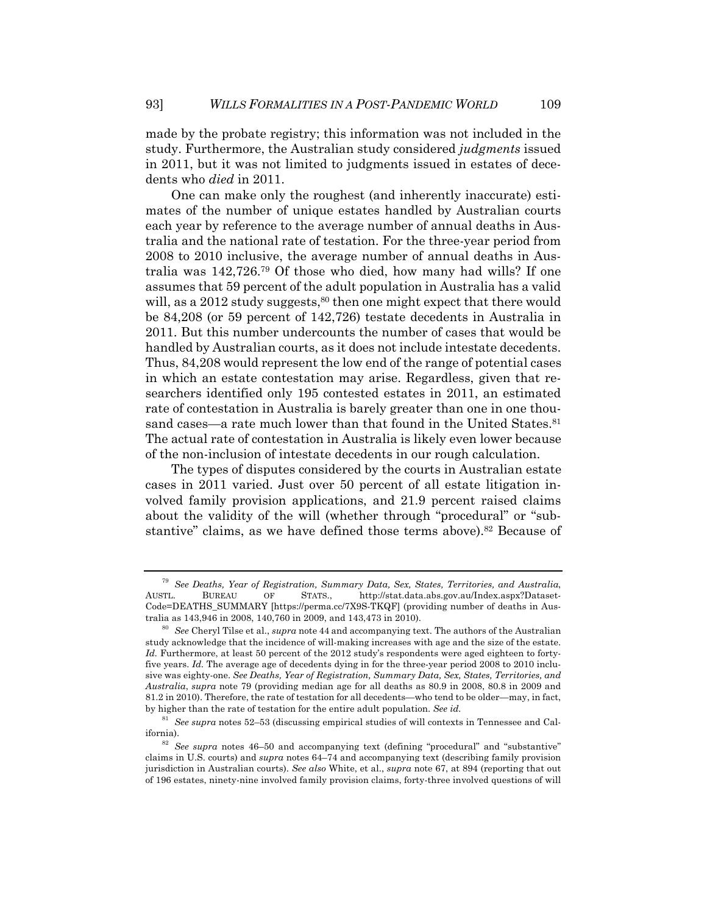made by the probate registry; this information was not included in the study. Furthermore, the Australian study considered *judgments* issued in 2011, but it was not limited to judgments issued in estates of decedents who *died* in 2011.

One can make only the roughest (and inherently inaccurate) estimates of the number of unique estates handled by Australian courts each year by reference to the average number of annual deaths in Australia and the national rate of testation. For the three-year period from 2008 to 2010 inclusive, the average number of annual deaths in Australia was 142,726.[79] Of those who died, how many had wills? If one assumes that 59 percent of the adult population in Australia has a valid will, as a 2012 study suggests,[80] then one might expect that there would be 84,208 (or 59 percent of 142,726) testate decedents in Australia in 2011. But this number undercounts the number of cases that would be handled by Australian courts, as it does not include intestate decedents. Thus, 84,208 would represent the low end of the range of potential cases in which an estate contestation may arise. Regardless, given that researchers identified only 195 contested estates in 2011, an estimated rate of contestation in Australia is barely greater than one in one thousand cases—a rate much lower than that found in the United States.[81] The actual rate of contestation in Australia is likely even lower because of the non-inclusion of intestate decedents in our rough calculation.

The types of disputes considered by the courts in Australian estate cases in 2011 varied. Just over 50 percent of all estate litigation involved family provision applications, and 21.9 percent raised claims about the validity of the will (whether through "procedural" or "substantive" claims, as we have defined those terms above).[82] Because of

---

[79] *See Deaths, Year of Registration, Summary Data, Sex, States, Territories, and Australia*, AUSTL. BUREAU OF STATS., http://stat.data.abs.gov.au/Index.aspx?DatasetCode=DEATHS_SUMMARY [https://perma.cc/7X9S-TKQF] (providing number of deaths in Australia as 143,946 in 2008, 140,760 in 2009, and 143,473 in 2010).

[80] *See* Cheryl Tilse et al., *supra* note 44 and accompanying text. The authors of the Australian study acknowledge that the incidence of will-making increases with age and the size of the estate. *Id.* Furthermore, at least 50 percent of the 2012 study's respondents were aged eighteen to forty-five years. *Id.* The average age of decedents dying in for the three-year period 2008 to 2010 inclusive was eighty-one. *See Deaths, Year of Registration, Summary Data, Sex, States, Territories, and Australia*, *supra* note 79 (providing median age for all deaths as 80.9 in 2008, 80.8 in 2009 and 81.2 in 2010). Therefore, the rate of testation for all decedents—who tend to be older—may, in fact, by higher than the rate of testation for the entire adult population. *See id.*

[81] *See supra* notes 52–53 (discussing empirical studies of will contexts in Tennessee and California).

[82] *See supra* notes 46–50 and accompanying text (defining "procedural" and "substantive" claims in U.S. courts) and *supra* notes 64–74 and accompanying text (describing family provision jurisdiction in Australian courts). *See also* White, et al., *supra* note 67, at 894 (reporting that out of 196 estates, ninety-nine involved family provision claims, forty-three involved questions of will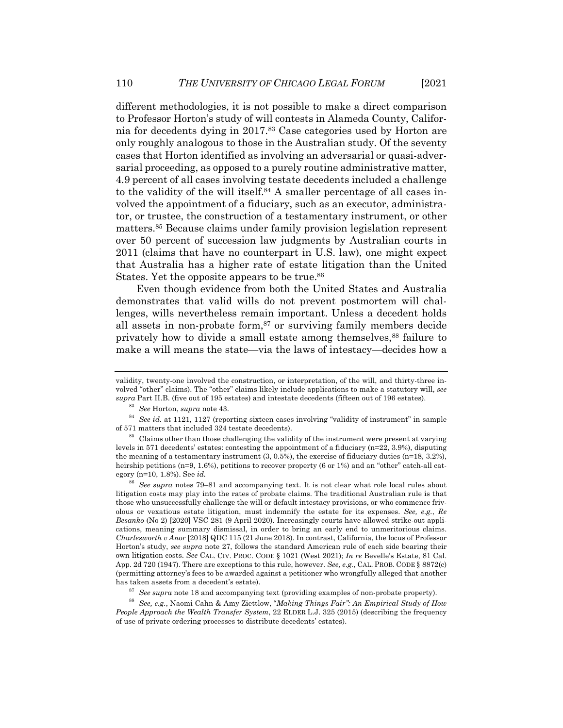different methodologies, it is not possible to make a direct comparison to Professor Horton's study of will contests in Alameda County, California for decedents dying in 2017.[83] Case categories used by Horton are only roughly analogous to those in the Australian study. Of the seventy cases that Horton identified as involving an adversarial or quasi-adversarial proceeding, as opposed to a purely routine administrative matter, 4.9 percent of all cases involving testate decedents included a challenge to the validity of the will itself.[84] A smaller percentage of all cases involved the appointment of a fiduciary, such as an executor, administrator, or trustee, the construction of a testamentary instrument, or other matters.[85] Because claims under family provision legislation represent over 50 percent of succession law judgments by Australian courts in 2011 (claims that have no counterpart in U.S. law), one might expect that Australia has a higher rate of estate litigation than the United States. Yet the opposite appears to be true.[86]

Even though evidence from both the United States and Australia demonstrates that valid wills do not prevent postmortem will challenges, wills nevertheless remain important. Unless a decedent holds all assets in non-probate form,[87] or surviving family members decide privately how to divide a small estate among themselves,[88] failure to make a will means the state—via the laws of intestacy—decides how a

---

validity, twenty-one involved the construction, or interpretation, of the will, and thirty-three involved "other" claims). The "other" claims likely include applications to make a statutory will, *see supra* Part II.B. (five out of 195 estates) and intestate decedents (fifteen out of 196 estates).

[83] *See* Horton, *supra* note 43.

[84] *See id.* at 1121, 1127 (reporting sixteen cases involving "validity of instrument" in sample of 571 matters that included 324 testate decedents).

[85] Claims other than those challenging the validity of the instrument were present at varying levels in 571 decedents' estates: contesting the appointment of a fiduciary (n=22, 3.9%), disputing the meaning of a testamentary instrument (3, 0.5%), the exercise of fiduciary duties (n=18, 3.2%), heirship petitions (n=9, 1.6%), petitions to recover property (6 or 1%) and an "other" catch-all category (n=10, 1.8%). See *id.*

[86] *See supra* notes 79–81 and accompanying text. It is not clear what role local rules about litigation costs may play into the rates of probate claims. The traditional Australian rule is that those who unsuccessfully challenge the will or default intestacy provisions, or who commence frivolous or vexatious estate litigation, must indemnify the estate for its expenses. *See, e.g.*, *Re Besanko* (No 2) [2020] VSC 281 (9 April 2020). Increasingly courts have allowed strike-out applications, meaning summary dismissal, in order to bring an early end to unmeritorious claims. *Charlesworth v Anor* [2018] QDC 115 (21 June 2018). In contrast, California, the locus of Professor Horton's study, *see supra* note 27, follows the standard American rule of each side bearing their own litigation costs. *See* CAL. CIV. PROC. CODE § 1021 (West 2021); *In re* Bevelle's Estate, 81 Cal. App. 2d 720 (1947). There are exceptions to this rule, however. *See, e.g.*, CAL. PROB. CODE § 8872(c) (permitting attorney's fees to be awarded against a petitioner who wrongfully alleged that another has taken assets from a decedent's estate).

[87] *See supra* note 18 and accompanying text (providing examples of non-probate property).

[88] *See, e.g.*, Naomi Cahn & Amy Ziettlow, "*Making Things Fair": An Empirical Study of How People Approach the Wealth Transfer System*, 22 ELDER L.J. 325 (2015) (describing the frequency of use of private ordering processes to distribute decedents' estates).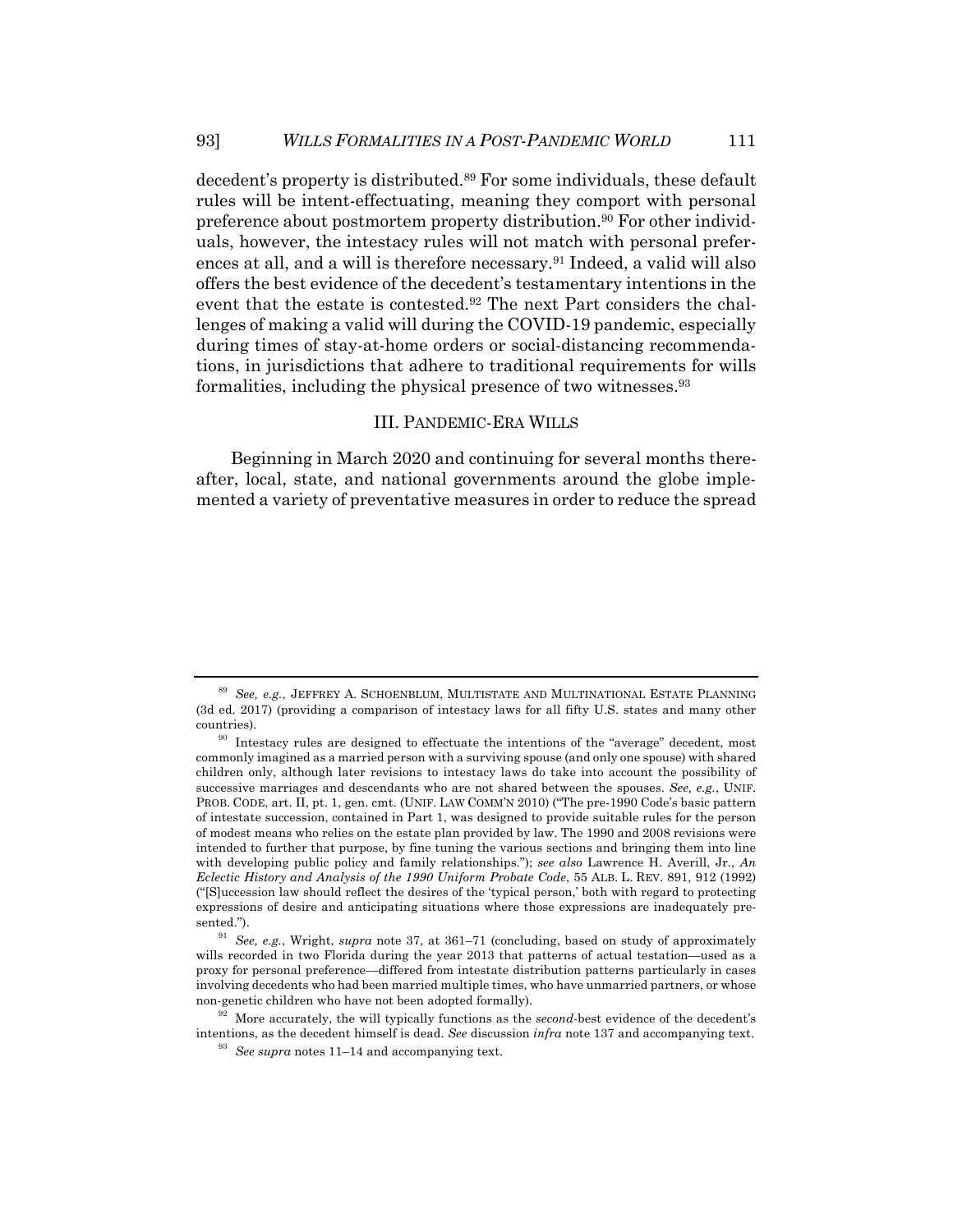decedent's property is distributed.[89] For some individuals, these default rules will be intent-effectuating, meaning they comport with personal preference about postmortem property distribution.[90] For other individuals, however, the intestacy rules will not match with personal preferences at all, and a will is therefore necessary.[91] Indeed, a valid will also offers the best evidence of the decedent's testamentary intentions in the event that the estate is contested.[92] The next Part considers the challenges of making a valid will during the COVID-19 pandemic, especially during times of stay-at-home orders or social-distancing recommendations, in jurisdictions that adhere to traditional requirements for wills formalities, including the physical presence of two witnesses.[93]

## III. PANDEMIC-ERA WILLS

Beginning in March 2020 and continuing for several months thereafter, local, state, and national governments around the globe implemented a variety of preventative measures in order to reduce the spread

---

[89] *See, e.g.*, JEFFREY A. SCHOENBLUM, MULTISTATE AND MULTINATIONAL ESTATE PLANNING (3d ed. 2017) (providing a comparison of intestacy laws for all fifty U.S. states and many other countries).

[90] Intestacy rules are designed to effectuate the intentions of the "average" decedent, most commonly imagined as a married person with a surviving spouse (and only one spouse) with shared children only, although later revisions to intestacy laws do take into account the possibility of successive marriages and descendants who are not shared between the spouses. *See, e.g.*, UNIF. PROB. CODE, art. II, pt. 1, gen. cmt. (UNIF. LAW COMM'N 2010) ("The pre-1990 Code's basic pattern of intestate succession, contained in Part 1, was designed to provide suitable rules for the person of modest means who relies on the estate plan provided by law. The 1990 and 2008 revisions were intended to further that purpose, by fine tuning the various sections and bringing them into line with developing public policy and family relationships."); *see also* Lawrence H. Averill, Jr., *An Eclectic History and Analysis of the 1990 Uniform Probate Code*, 55 ALB. L. REV. 891, 912 (1992) ("[S]uccession law should reflect the desires of the 'typical person,' both with regard to protecting expressions of desire and anticipating situations where those expressions are inadequately presented.").

[91] *See, e.g.*, Wright, *supra* note 37, at 361–71 (concluding, based on study of approximately wills recorded in two Florida during the year 2013 that patterns of actual testation—used as a proxy for personal preference—differed from intestate distribution patterns particularly in cases involving decedents who had been married multiple times, who have unmarried partners, or whose non-genetic children who have not been adopted formally).

[92] More accurately, the will typically functions as the *second*-best evidence of the decedent's intentions, as the decedent himself is dead. *See* discussion *infra* note 137 and accompanying text.

[93] *See supra* notes 11–14 and accompanying text.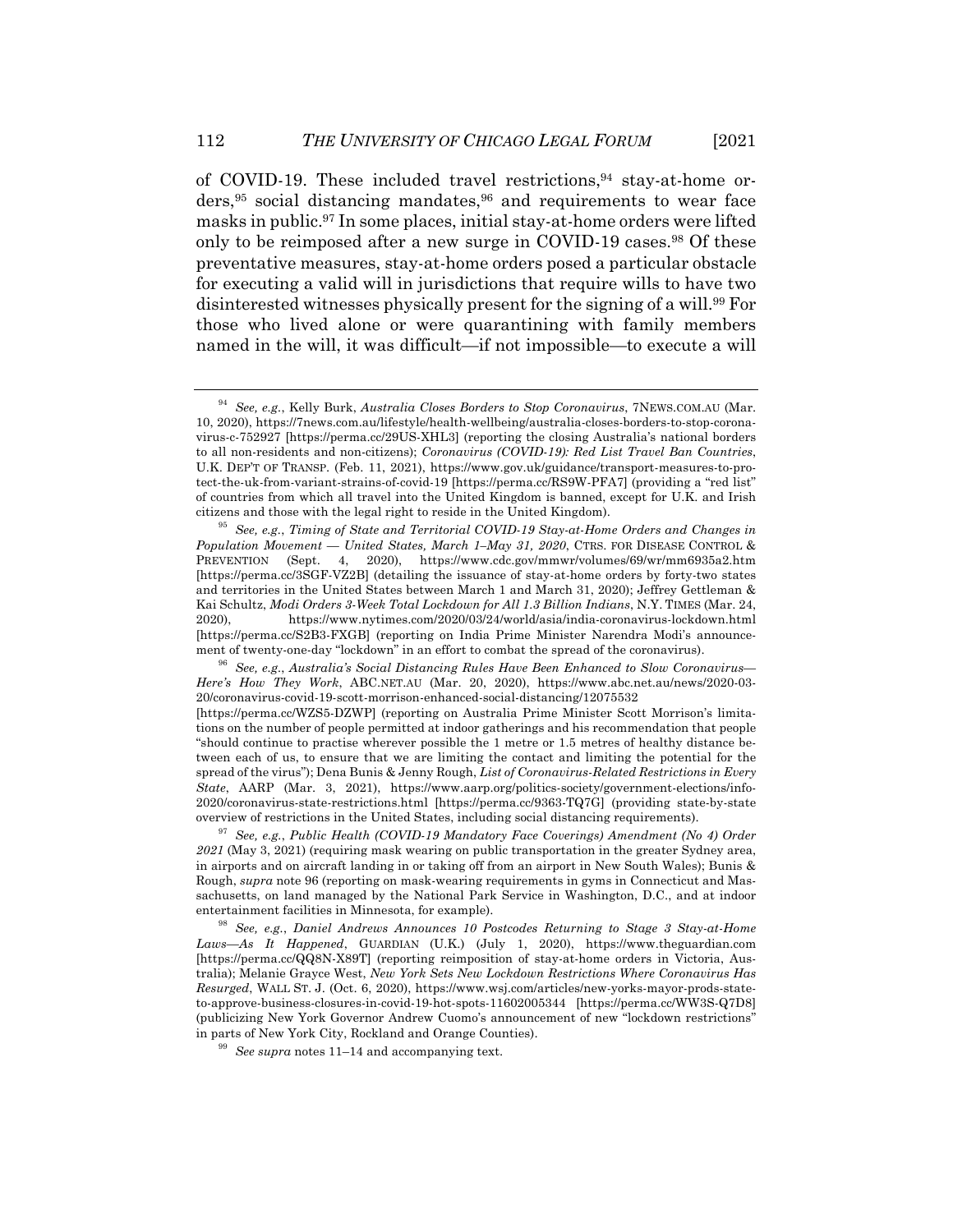of COVID-19. These included travel restrictions,[94] stay-at-home orders,[95] social distancing mandates,[96] and requirements to wear face masks in public.[97] In some places, initial stay-at-home orders were lifted only to be reimposed after a new surge in COVID-19 cases.[98] Of these preventative measures, stay-at-home orders posed a particular obstacle for executing a valid will in jurisdictions that require wills to have two disinterested witnesses physically present for the signing of a will.[99] For those who lived alone or were quarantining with family members named in the will, it was difficult—if not impossible—to execute a will

---

[94] *See, e.g.*, Kelly Burk, *Australia Closes Borders to Stop Coronavirus*, 7NEWS.COM.AU (Mar. 10, 2020), https://7news.com.au/lifestyle/health-wellbeing/australia-closes-borders-to-stop-coronavirus-c-752927 [https://perma.cc/29US-XHL3] (reporting the closing Australia's national borders to all non-residents and non-citizens); *Coronavirus (COVID-19): Red List Travel Ban Countries*, U.K. DEP'T OF TRANSP. (Feb. 11, 2021), https://www.gov.uk/guidance/transport-measures-to-protect-the-uk-from-variant-strains-of-covid-19 [https://perma.cc/RS9W-PFA7] (providing a "red list" of countries from which all travel into the United Kingdom is banned, except for U.K. and Irish citizens and those with the legal right to reside in the United Kingdom).

[95] *See, e.g.*, *Timing of State and Territorial COVID-19 Stay-at-Home Orders and Changes in Population Movement — United States, March 1–May 31, 2020*, CTRS. FOR DISEASE CONTROL & PREVENTION (Sept. 4, 2020), https://www.cdc.gov/mmwr/volumes/69/wr/mm6935a2.htm [https://perma.cc/3SGF-VZ2B] (detailing the issuance of stay-at-home orders by forty-two states and territories in the United States between March 1 and March 31, 2020); Jeffrey Gettleman & Kai Schultz, *Modi Orders 3-Week Total Lockdown for All 1.3 Billion Indians*, N.Y. TIMES (Mar. 24, 2020), https://www.nytimes.com/2020/03/24/world/asia/india-coronavirus-lockdown.html [https://perma.cc/S2B3-FXGB] (reporting on India Prime Minister Narendra Modi's announcement of twenty-one-day "lockdown" in an effort to combat the spread of the coronavirus).

[96] *See, e.g.*, *Australia's Social Distancing Rules Have Been Enhanced to Slow Coronavirus—Here's How They Work*, ABC.NET.AU (Mar. 20, 2020), https://www.abc.net.au/news/2020-03-20/coronavirus-covid-19-scott-morrison-enhanced-social-distancing/12075532 [https://perma.cc/WZS5-DZWP] (reporting on Australia Prime Minister Scott Morrison's limitations on the number of people permitted at indoor gatherings and his recommendation that people "should continue to practise wherever possible the 1 metre or 1.5 metres of healthy distance between each of us, to ensure that we are limiting the contact and limiting the potential for the spread of the virus"); Dena Bunis & Jenny Rough, *List of Coronavirus-Related Restrictions in Every State*, AARP (Mar. 3, 2021), https://www.aarp.org/politics-society/government-elections/info-2020/coronavirus-state-restrictions.html [https://perma.cc/9363-TQ7G] (providing state-by-state overview of restrictions in the United States, including social distancing requirements).

[97] *See, e.g.*, *Public Health (COVID-19 Mandatory Face Coverings) Amendment (No 4) Order 2021* (May 3, 2021) (requiring mask wearing on public transportation in the greater Sydney area, in airports and on aircraft landing in or taking off from an airport in New South Wales); Bunis & Rough, *supra* note 96 (reporting on mask-wearing requirements in gyms in Connecticut and Massachusetts, on land managed by the National Park Service in Washington, D.C., and at indoor entertainment facilities in Minnesota, for example).

[98] *See, e.g.*, *Daniel Andrews Announces 10 Postcodes Returning to Stage 3 Stay-at-Home Laws—As It Happened*, GUARDIAN (U.K.) (July 1, 2020), https://www.theguardian.com [https://perma.cc/QQ8N-X89T] (reporting reimposition of stay-at-home orders in Victoria, Australia); Melanie Grayce West, *New York Sets New Lockdown Restrictions Where Coronavirus Has Resurged*, WALL ST. J. (Oct. 6, 2020), https://www.wsj.com/articles/new-yorks-mayor-prods-state-to-approve-business-closures-in-covid-19-hot-spots-11602005344 [https://perma.cc/WW3S-Q7D8] (publicizing New York Governor Andrew Cuomo's announcement of new "lockdown restrictions" in parts of New York City, Rockland and Orange Counties).

[99] *See supra* notes 11–14 and accompanying text.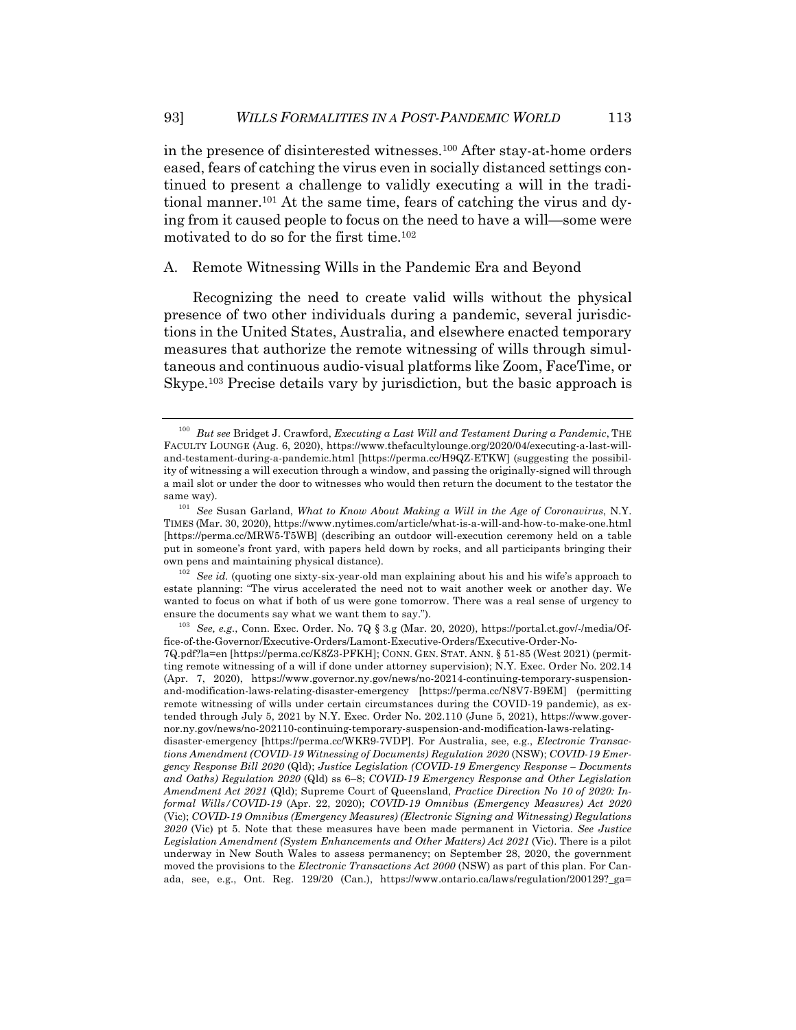in the presence of disinterested witnesses.[100] After stay-at-home orders eased, fears of catching the virus even in socially distanced settings continued to present a challenge to validly executing a will in the traditional manner.[101] At the same time, fears of catching the virus and dying from it caused people to focus on the need to have a will—some were motivated to do so for the first time.[102]

### A. Remote Witnessing Wills in the Pandemic Era and Beyond

Recognizing the need to create valid wills without the physical presence of two other individuals during a pandemic, several jurisdictions in the United States, Australia, and elsewhere enacted temporary measures that authorize the remote witnessing of wills through simultaneous and continuous audio-visual platforms like Zoom, FaceTime, or Skype.[103] Precise details vary by jurisdiction, but the basic approach is

---

[100] *But see* Bridget J. Crawford, *Executing a Last Will and Testament During a Pandemic*, THE FACULTY LOUNGE (Aug. 6, 2020), https://www.thefacultylounge.org/2020/04/executing-a-last-will-and-testament-during-a-pandemic.html [https://perma.cc/H9QZ-ETKW] (suggesting the possibility of witnessing a will execution through a window, and passing the originally-signed will through a mail slot or under the door to witnesses who would then return the document to the testator the same way).

[101] *See* Susan Garland, *What to Know About Making a Will in the Age of Coronavirus*, N.Y. TIMES (Mar. 30, 2020), https://www.nytimes.com/article/what-is-a-will-and-how-to-make-one.html [https://perma.cc/MRW5-T5WB] (describing an outdoor will-execution ceremony held on a table put in someone's front yard, with papers held down by rocks, and all participants bringing their own pens and maintaining physical distance).

[102] *See id.* (quoting one sixty-six-year-old man explaining about his and his wife's approach to estate planning: "The virus accelerated the need not to wait another week or another day. We wanted to focus on what if both of us were gone tomorrow. There was a real sense of urgency to ensure the documents say what we want them to say.").

[103] *See, e.g.*, Conn. Exec. Order. No. 7Q § 3.g (Mar. 20, 2020), https://portal.ct.gov/-/media/Office-of-the-Governor/Executive-Orders/Lamont-Executive-Orders/Executive-Order-No-7Q.pdf?la=en [https://perma.cc/K8Z3-PFKH]; CONN. GEN. STAT. ANN. § 51-85 (West 2021) (permitting remote witnessing of a will if done under attorney supervision); N.Y. Exec. Order No. 202.14 (Apr. 7, 2020), https://www.governor.ny.gov/news/no-20214-continuing-temporary-suspension-and-modification-laws-relating-disaster-emergency [https://perma.cc/N8V7-B9EM] (permitting remote witnessing of wills under certain circumstances during the COVID-19 pandemic), as extended through July 5, 2021 by N.Y. Exec. Order No. 202.110 (June 5, 2021), https://www.governor.ny.gov/news/no-202110-continuing-temporary-suspension-and-modification-laws-relating-disaster-emergency [https://perma.cc/WKR9-7VDP]. For Australia, see, e.g., *Electronic Transactions Amendment (COVID-19 Witnessing of Documents) Regulation 2020* (NSW); *COVID-19 Emergency Response Bill 2020* (Qld); *Justice Legislation (COVID-19 Emergency Response – Documents and Oaths) Regulation 2020* (Qld) ss 6–8; *COVID-19 Emergency Response and Other Legislation Amendment Act 2021* (Qld); Supreme Court of Queensland, *Practice Direction No 10 of 2020: Informal Wills/COVID-19* (Apr. 22, 2020); *COVID-19 Omnibus (Emergency Measures) Act 2020* (Vic); *COVID-19 Omnibus (Emergency Measures) (Electronic Signing and Witnessing) Regulations 2020* (Vic) pt 5. Note that these measures have been made permanent in Victoria. *See Justice Legislation Amendment (System Enhancements and Other Matters) Act 2021* (Vic). There is a pilot underway in New South Wales to assess permanency; on September 28, 2020, the government moved the provisions to the *Electronic Transactions Act 2000* (NSW) as part of this plan. For Canada, see, e.g., Ont. Reg. 129/20 (Can.), https://www.ontario.ca/laws/regulation/200129?_ga=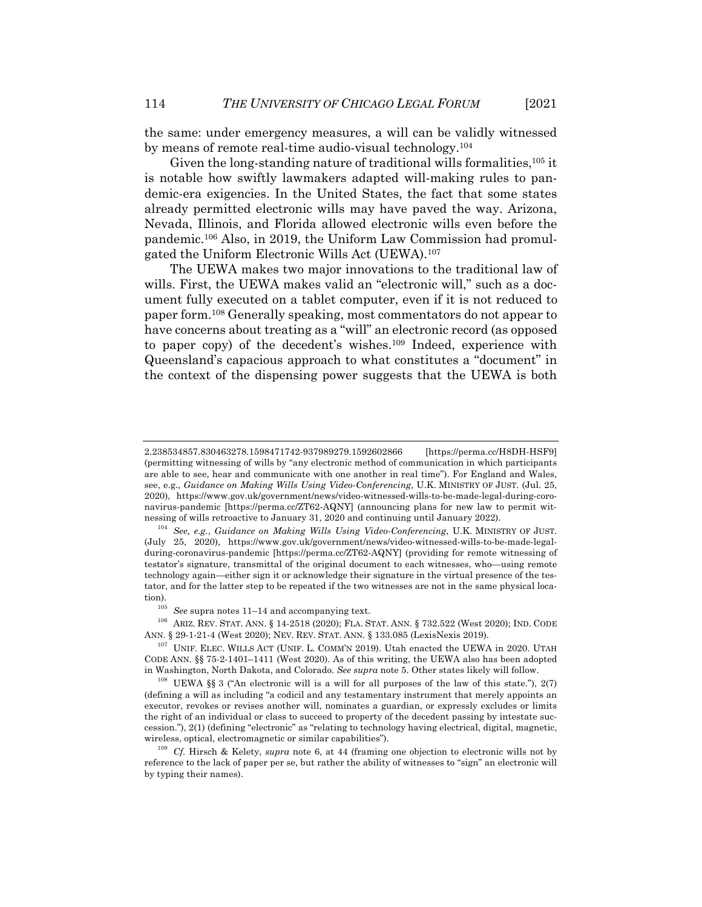the same: under emergency measures, a will can be validly witnessed by means of remote real-time audio-visual technology.[104]

Given the long-standing nature of traditional wills formalities,[105] it is notable how swiftly lawmakers adapted will-making rules to pandemic-era exigencies. In the United States, the fact that some states already permitted electronic wills may have paved the way. Arizona, Nevada, Illinois, and Florida allowed electronic wills even before the pandemic.[106] Also, in 2019, the Uniform Law Commission had promulgated the Uniform Electronic Wills Act (UEWA).[107]

The UEWA makes two major innovations to the traditional law of wills. First, the UEWA makes valid an "electronic will," such as a document fully executed on a tablet computer, even if it is not reduced to paper form.[108] Generally speaking, most commentators do not appear to have concerns about treating as a "will" an electronic record (as opposed to paper copy) of the decedent's wishes.[109] Indeed, experience with Queensland's capacious approach to what constitutes a "document" in the context of the dispensing power suggests that the UEWA is both

---

2.238534857.830463278.1598471742-937989279.1592602866 [https://perma.cc/H8DH-HSF9] (permitting witnessing of wills by "any electronic method of communication in which participants are able to see, hear and communicate with one another in real time"). For England and Wales, see, e.g., *Guidance on Making Wills Using Video-Conferencing*, U.K. MINISTRY OF JUST. (Jul. 25, 2020), https://www.gov.uk/government/news/video-witnessed-wills-to-be-made-legal-during-coronavirus-pandemic [https://perma.cc/ZT62-AQNY] (announcing plans for new law to permit witnessing of wills retroactive to January 31, 2020 and continuing until January 2022).

[104] *See, e.g.*, *Guidance on Making Wills Using Video-Conferencing*, U.K. MINISTRY OF JUST. (July 25, 2020), https://www.gov.uk/government/news/video-witnessed-wills-to-be-made-legal-during-coronavirus-pandemic [https://perma.cc/ZT62-AQNY] (providing for remote witnessing of testator's signature, transmittal of the original document to each witnesses, who—using remote technology again—either sign it or acknowledge their signature in the virtual presence of the testator, and for the latter step to be repeated if the two witnesses are not in the same physical location).

[105] *See* supra notes 11–14 and accompanying text.

[106] ARIZ. REV. STAT. ANN. § 14-2518 (2020); FLA. STAT. ANN. § 732.522 (West 2020); IND. CODE ANN. § 29-1-21-4 (West 2020); NEV. REV. STAT. ANN. § 133.085 (LexisNexis 2019).

[107] UNIF. ELEC. WILLS ACT (UNIF. L. COMM'N 2019). Utah enacted the UEWA in 2020. UTAH CODE ANN. §§ 75-2-1401–1411 (West 2020). As of this writing, the UEWA also has been adopted in Washington, North Dakota, and Colorado. *See supra* note 5. Other states likely will follow.

[108] UEWA §§ 3 ("An electronic will is a will for all purposes of the law of this state."), 2(7) (defining a will as including "a codicil and any testamentary instrument that merely appoints an executor, revokes or revises another will, nominates a guardian, or expressly excludes or limits the right of an individual or class to succeed to property of the decedent passing by intestate succession."), 2(1) (defining "electronic" as "relating to technology having electrical, digital, magnetic, wireless, optical, electromagnetic or similar capabilities").

[109] *Cf.* Hirsch & Kelety, *supra* note 6, at 44 (framing one objection to electronic wills not by reference to the lack of paper per se, but rather the ability of witnesses to "sign" an electronic will by typing their names).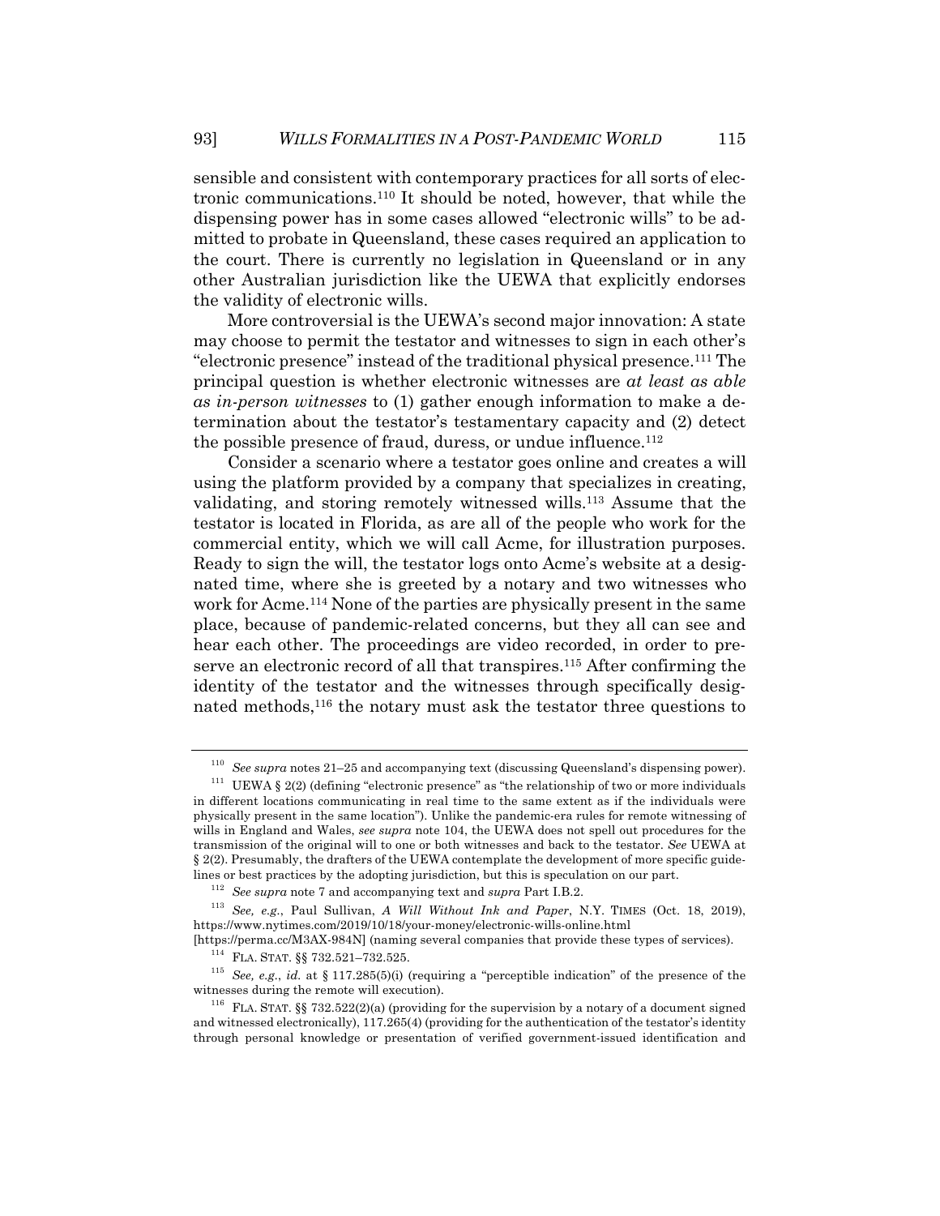sensible and consistent with contemporary practices for all sorts of electronic communications.[110] It should be noted, however, that while the dispensing power has in some cases allowed "electronic wills" to be admitted to probate in Queensland, these cases required an application to the court. There is currently no legislation in Queensland or in any other Australian jurisdiction like the UEWA that explicitly endorses the validity of electronic wills.

More controversial is the UEWA's second major innovation: A state may choose to permit the testator and witnesses to sign in each other's "electronic presence" instead of the traditional physical presence.[111] The principal question is whether electronic witnesses are *at least as able as in-person witnesses* to (1) gather enough information to make a determination about the testator's testamentary capacity and (2) detect the possible presence of fraud, duress, or undue influence.[112]

Consider a scenario where a testator goes online and creates a will using the platform provided by a company that specializes in creating, validating, and storing remotely witnessed wills.[113] Assume that the testator is located in Florida, as are all of the people who work for the commercial entity, which we will call Acme, for illustration purposes. Ready to sign the will, the testator logs onto Acme's website at a designated time, where she is greeted by a notary and two witnesses who work for Acme.[114] None of the parties are physically present in the same place, because of pandemic-related concerns, but they all can see and hear each other. The proceedings are video recorded, in order to preserve an electronic record of all that transpires.[115] After confirming the identity of the testator and the witnesses through specifically designated methods,[116] the notary must ask the testator three questions to

---

[110] *See supra* notes 21–25 and accompanying text (discussing Queensland's dispensing power).

[111] UEWA § 2(2) (defining "electronic presence" as "the relationship of two or more individuals in different locations communicating in real time to the same extent as if the individuals were physically present in the same location"). Unlike the pandemic-era rules for remote witnessing of wills in England and Wales, *see supra* note 104, the UEWA does not spell out procedures for the transmission of the original will to one or both witnesses and back to the testator. *See* UEWA at § 2(2). Presumably, the drafters of the UEWA contemplate the development of more specific guidelines or best practices by the adopting jurisdiction, but this is speculation on our part.

[112] *See supra* note 7 and accompanying text and *supra* Part I.B.2.

[113] *See, e.g.*, Paul Sullivan, *A Will Without Ink and Paper*, N.Y. TIMES (Oct. 18, 2019), https://www.nytimes.com/2019/10/18/your-money/electronic-wills-online.html [https://perma.cc/M3AX-984N] (naming several companies that provide these types of services).

[114] FLA. STAT. §§ 732.521–732.525.

[115] *See, e.g.*, *id.* at § 117.285(5)(i) (requiring a "perceptible indication" of the presence of the witnesses during the remote will execution).

[116] FLA. STAT. §§ 732.522(2)(a) (providing for the supervision by a notary of a document signed and witnessed electronically), 117.265(4) (providing for the authentication of the testator's identity through personal knowledge or presentation of verified government-issued identification and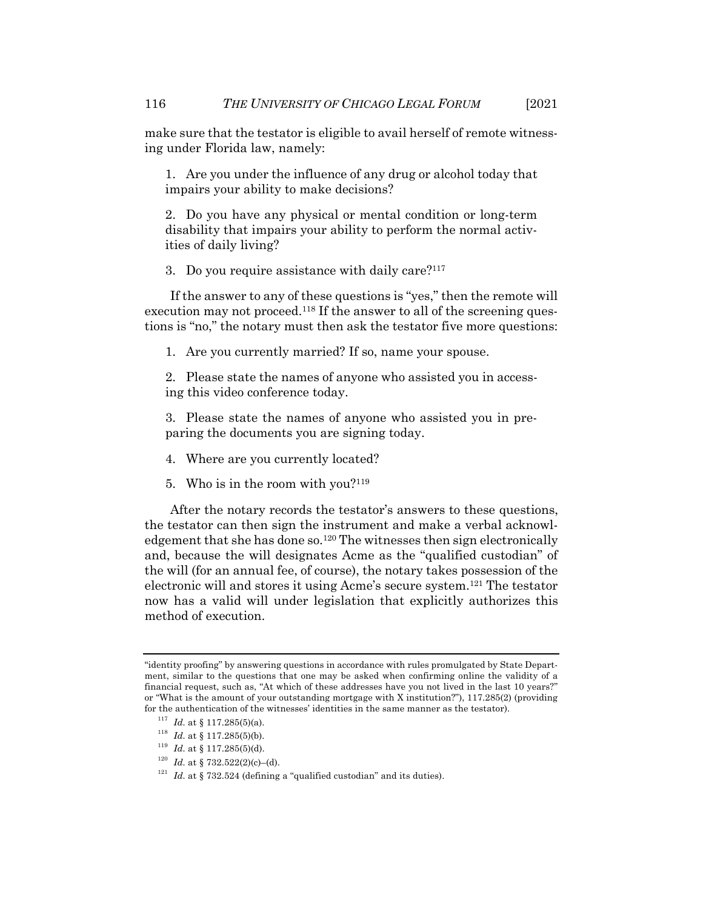make sure that the testator is eligible to avail herself of remote witnessing under Florida law, namely:

1. Are you under the influence of any drug or alcohol today that impairs your ability to make decisions?

2. Do you have any physical or mental condition or long-term disability that impairs your ability to perform the normal activities of daily living?

3. Do you require assistance with daily care?[117]

If the answer to any of these questions is "yes," then the remote will execution may not proceed.[118] If the answer to all of the screening questions is "no," the notary must then ask the testator five more questions:

1. Are you currently married? If so, name your spouse.

2. Please state the names of anyone who assisted you in accessing this video conference today.

3. Please state the names of anyone who assisted you in preparing the documents you are signing today.

4. Where are you currently located?

5. Who is in the room with you?[119]

After the notary records the testator's answers to these questions, the testator can then sign the instrument and make a verbal acknowledgement that she has done so.[120] The witnesses then sign electronically and, because the will designates Acme as the "qualified custodian" of the will (for an annual fee, of course), the notary takes possession of the electronic will and stores it using Acme's secure system.[121] The testator now has a valid will under legislation that explicitly authorizes this method of execution.

---

"identity proofing" by answering questions in accordance with rules promulgated by State Department, similar to the questions that one may be asked when confirming online the validity of a financial request, such as, "At which of these addresses have you not lived in the last 10 years?" or "What is the amount of your outstanding mortgage with X institution?"), 117.285(2) (providing for the authentication of the witnesses' identities in the same manner as the testator).

[117] *Id.* at § 117.285(5)(a).

[118] *Id.* at § 117.285(5)(b).

[119] *Id.* at § 117.285(5)(d).

[120] *Id.* at § 732.522(2)(c)–(d).

[121] *Id.* at § 732.524 (defining a "qualified custodian" and its duties).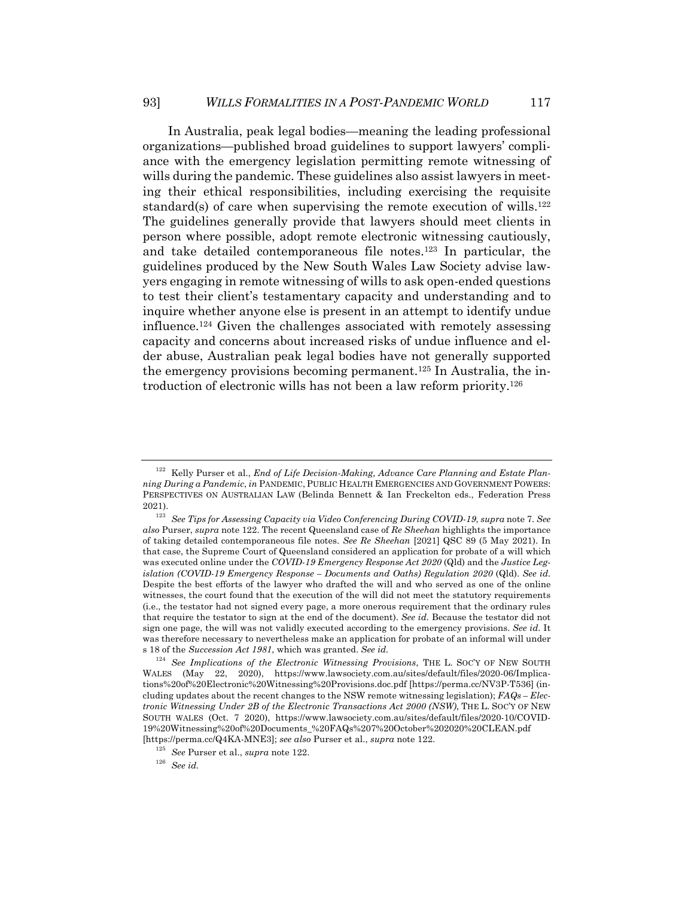In Australia, peak legal bodies—meaning the leading professional organizations—published broad guidelines to support lawyers' compliance with the emergency legislation permitting remote witnessing of wills during the pandemic. These guidelines also assist lawyers in meeting their ethical responsibilities, including exercising the requisite standard(s) of care when supervising the remote execution of wills.[122] The guidelines generally provide that lawyers should meet clients in person where possible, adopt remote electronic witnessing cautiously, and take detailed contemporaneous file notes.[123] In particular, the guidelines produced by the New South Wales Law Society advise lawyers engaging in remote witnessing of wills to ask open-ended questions to test their client's testamentary capacity and understanding and to inquire whether anyone else is present in an attempt to identify undue influence.[124] Given the challenges associated with remotely assessing capacity and concerns about increased risks of undue influence and elder abuse, Australian peak legal bodies have not generally supported the emergency provisions becoming permanent.[125] In Australia, the introduction of electronic wills has not been a law reform priority.[126]

---

[122] Kelly Purser et al., *End of Life Decision-Making, Advance Care Planning and Estate Planning During a Pandemic*, *in* PANDEMIC, PUBLIC HEALTH EMERGENCIES AND GOVERNMENT POWERS: PERSPECTIVES ON AUSTRALIAN LAW (Belinda Bennett & Ian Freckelton eds., Federation Press 2021).

[123] *See Tips for Assessing Capacity via Video Conferencing During COVID-19*, *supra* note 7. *See also* Purser, *supra* note 122. The recent Queensland case of *Re Sheehan* highlights the importance of taking detailed contemporaneous file notes. *See Re Sheehan* [2021] QSC 89 (5 May 2021). In that case, the Supreme Court of Queensland considered an application for probate of a will which was executed online under the *COVID-19 Emergency Response Act 2020* (Qld) and the *Justice Legislation (COVID-19 Emergency Response – Documents and Oaths) Regulation 2020* (Qld). *See id.* Despite the best efforts of the lawyer who drafted the will and who served as one of the online witnesses, the court found that the execution of the will did not meet the statutory requirements (i.e., the testator had not signed every page, a more onerous requirement that the ordinary rules that require the testator to sign at the end of the document). *See id.* Because the testator did not sign one page, the will was not validly executed according to the emergency provisions. *See id.* It was therefore necessary to nevertheless make an application for probate of an informal will under s 18 of the *Succession Act 1981*, which was granted. *See id.*

[124] *See Implications of the Electronic Witnessing Provisions*, THE L. SOC'Y OF NEW SOUTH WALES (May 22, 2020), https://www.lawsociety.com.au/sites/default/files/2020-06/Implications%20of%20Electronic%20Witnessing%20Provisions.doc.pdf [https://perma.cc/NV3P-T536] (including updates about the recent changes to the NSW remote witnessing legislation); *FAQs – Electronic Witnessing Under 2B of the Electronic Transactions Act 2000 (NSW)*, THE L. SOC'Y OF NEW SOUTH WALES (Oct. 7 2020), https://www.lawsociety.com.au/sites/default/files/2020-10/COVID-19%20Witnessing%20of%20Documents_%20FAQs%207%20October%202020%20CLEAN.pdf [https://perma.cc/Q4KA-MNE3]; *see also* Purser et al., *supra* note 122.

[125] *See* Purser et al., *supra* note 122.

[126] *See id.*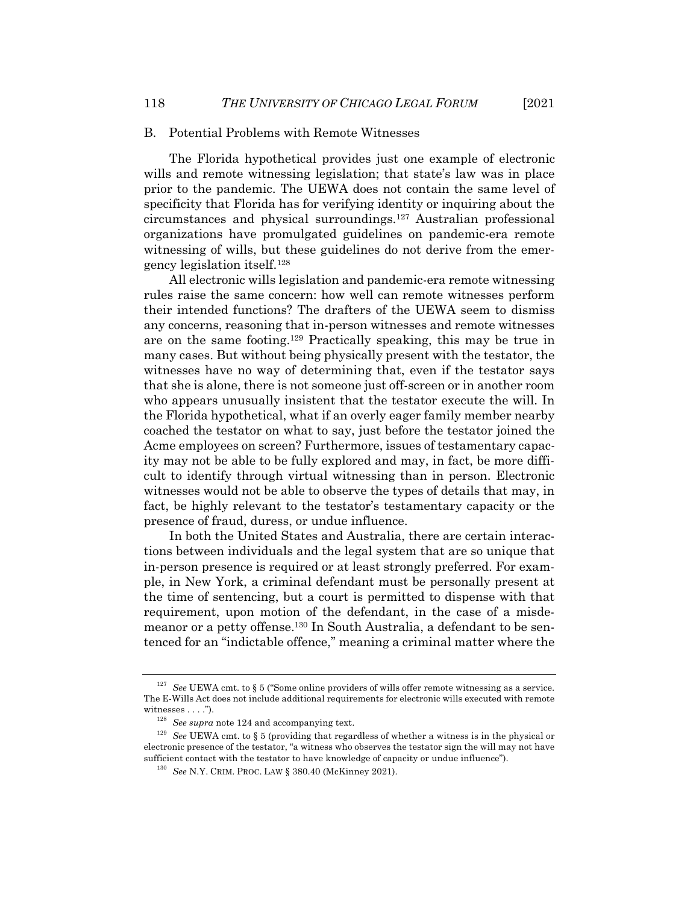### B. Potential Problems with Remote Witnesses

The Florida hypothetical provides just one example of electronic wills and remote witnessing legislation; that state's law was in place prior to the pandemic. The UEWA does not contain the same level of specificity that Florida has for verifying identity or inquiring about the circumstances and physical surroundings.[127] Australian professional organizations have promulgated guidelines on pandemic-era remote witnessing of wills, but these guidelines do not derive from the emergency legislation itself.[128]

All electronic wills legislation and pandemic-era remote witnessing rules raise the same concern: how well can remote witnesses perform their intended functions? The drafters of the UEWA seem to dismiss any concerns, reasoning that in-person witnesses and remote witnesses are on the same footing.[129] Practically speaking, this may be true in many cases. But without being physically present with the testator, the witnesses have no way of determining that, even if the testator says that she is alone, there is not someone just off-screen or in another room who appears unusually insistent that the testator execute the will. In the Florida hypothetical, what if an overly eager family member nearby coached the testator on what to say, just before the testator joined the Acme employees on screen? Furthermore, issues of testamentary capacity may not be able to be fully explored and may, in fact, be more difficult to identify through virtual witnessing than in person. Electronic witnesses would not be able to observe the types of details that may, in fact, be highly relevant to the testator's testamentary capacity or the presence of fraud, duress, or undue influence.

In both the United States and Australia, there are certain interactions between individuals and the legal system that are so unique that in-person presence is required or at least strongly preferred. For example, in New York, a criminal defendant must be personally present at the time of sentencing, but a court is permitted to dispense with that requirement, upon motion of the defendant, in the case of a misdemeanor or a petty offense.[130] In South Australia, a defendant to be sentenced for an "indictable offence," meaning a criminal matter where the

---

[127] *See* UEWA cmt. to § 5 ("Some online providers of wills offer remote witnessing as a service. The E-Wills Act does not include additional requirements for electronic wills executed with remote witnesses . . . .").

[128] *See supra* note 124 and accompanying text.

[129] *See* UEWA cmt. to § 5 (providing that regardless of whether a witness is in the physical or electronic presence of the testator, "a witness who observes the testator sign the will may not have sufficient contact with the testator to have knowledge of capacity or undue influence").

[130] *See* N.Y. CRIM. PROC. LAW § 380.40 (McKinney 2021).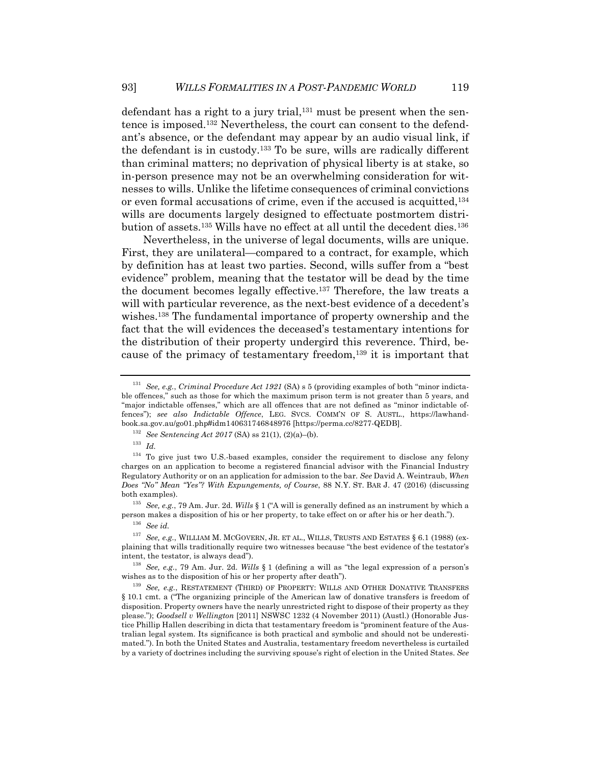defendant has a right to a jury trial,[131] must be present when the sentence is imposed.[132] Nevertheless, the court can consent to the defendant's absence, or the defendant may appear by an audio visual link, if the defendant is in custody.[133] To be sure, wills are radically different than criminal matters; no deprivation of physical liberty is at stake, so in-person presence may not be an overwhelming consideration for witnesses to wills. Unlike the lifetime consequences of criminal convictions or even formal accusations of crime, even if the accused is acquitted,[134] wills are documents largely designed to effectuate postmortem distribution of assets.[135] Wills have no effect at all until the decedent dies.[136]

Nevertheless, in the universe of legal documents, wills are unique. First, they are unilateral—compared to a contract, for example, which by definition has at least two parties. Second, wills suffer from a "best evidence" problem, meaning that the testator will be dead by the time the document becomes legally effective.[137] Therefore, the law treats a will with particular reverence, as the next-best evidence of a decedent's wishes.[138] The fundamental importance of property ownership and the fact that the will evidences the deceased's testamentary intentions for the distribution of their property undergird this reverence. Third, because of the primacy of testamentary freedom,[139] it is important that

---

[131] *See, e.g.*, *Criminal Procedure Act 1921* (SA) s 5 (providing examples of both "minor indictable offences," such as those for which the maximum prison term is not greater than 5 years, and "major indictable offenses," which are all offences that are not defined as "minor indictable offences"); *see also Indictable Offence*, LEG. SVCS. COMM'N OF S. AUSTL., https://lawhandbook.sa.gov.au/go01.php#idm140631746848976 [https://perma.cc/8277-QEDB].

[132] *See Sentencing Act 2017* (SA) ss 21(1), (2)(a)–(b).

[133] *Id.*

[134] To give just two U.S.-based examples, consider the requirement to disclose any felony charges on an application to become a registered financial advisor with the Financial Industry Regulatory Authority or on an application for admission to the bar. *See* David A. Weintraub, *When Does "No" Mean "Yes"? With Expungements, of Course*, 88 N.Y. ST. BAR J. 47 (2016) (discussing both examples).

[135] *See, e.g.*, 79 Am. Jur. 2d. *Wills* § 1 ("A will is generally defined as an instrument by which a person makes a disposition of his or her property, to take effect on or after his or her death.").

[136] *See id.*

[137] *See, e.g.*, WILLIAM M. MCGOVERN, JR. ET AL., WILLS, TRUSTS AND ESTATES § 6.1 (1988) (explaining that wills traditionally require two witnesses because "the best evidence of the testator's intent, the testator, is always dead").

[138] *See, e.g.*, 79 Am. Jur. 2d. *Wills* § 1 (defining a will as "the legal expression of a person's wishes as to the disposition of his or her property after death").

[139] *See, e.g.*, RESTATEMENT (THIRD) OF PROPERTY: WILLS AND OTHER DONATIVE TRANSFERS § 10.1 cmt. a ("The organizing principle of the American law of donative transfers is freedom of disposition. Property owners have the nearly unrestricted right to dispose of their property as they please."); *Goodsell v Wellington* [2011] NSWSC 1232 (4 November 2011) (Austl.) (Honorable Justice Phillip Hallen describing in dicta that testamentary freedom is "prominent feature of the Australian legal system. Its significance is both practical and symbolic and should not be underestimated."). In both the United States and Australia, testamentary freedom nevertheless is curtailed by a variety of doctrines including the surviving spouse's right of election in the United States. *See*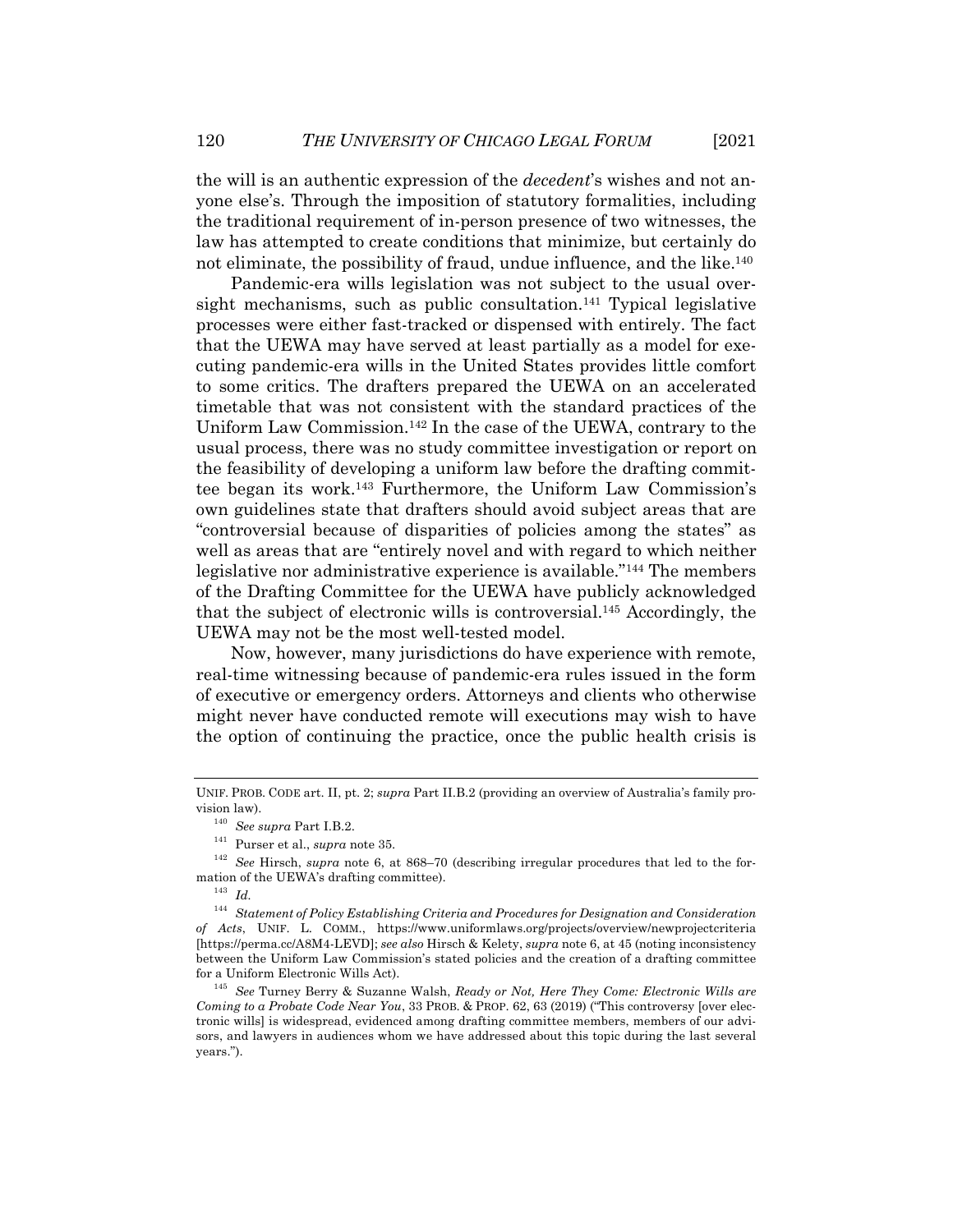the will is an authentic expression of the *decedent*'s wishes and not anyone else's. Through the imposition of statutory formalities, including the traditional requirement of in-person presence of two witnesses, the law has attempted to create conditions that minimize, but certainly do not eliminate, the possibility of fraud, undue influence, and the like.[140]

Pandemic-era wills legislation was not subject to the usual oversight mechanisms, such as public consultation.[141] Typical legislative processes were either fast-tracked or dispensed with entirely. The fact that the UEWA may have served at least partially as a model for executing pandemic-era wills in the United States provides little comfort to some critics. The drafters prepared the UEWA on an accelerated timetable that was not consistent with the standard practices of the Uniform Law Commission.[142] In the case of the UEWA, contrary to the usual process, there was no study committee investigation or report on the feasibility of developing a uniform law before the drafting committee began its work.[143] Furthermore, the Uniform Law Commission's own guidelines state that drafters should avoid subject areas that are "controversial because of disparities of policies among the states" as well as areas that are "entirely novel and with regard to which neither legislative nor administrative experience is available."[144] The members of the Drafting Committee for the UEWA have publicly acknowledged that the subject of electronic wills is controversial.[145] Accordingly, the UEWA may not be the most well-tested model.

Now, however, many jurisdictions do have experience with remote, real-time witnessing because of pandemic-era rules issued in the form of executive or emergency orders. Attorneys and clients who otherwise might never have conducted remote will executions may wish to have the option of continuing the practice, once the public health crisis is

---

UNIF. PROB. CODE art. II, pt. 2; *supra* Part II.B.2 (providing an overview of Australia's family provision law).

[140] *See supra* Part I.B.2.

[141] Purser et al., *supra* note 35.

[142] *See* Hirsch, *supra* note 6, at 868–70 (describing irregular procedures that led to the formation of the UEWA's drafting committee).

[143] *Id.*

[144] *Statement of Policy Establishing Criteria and Procedures for Designation and Consideration of Acts*, UNIF. L. COMM., https://www.uniformlaws.org/projects/overview/newprojectcriteria [https://perma.cc/A8M4-LEVD]; *see also* Hirsch & Kelety, *supra* note 6, at 45 (noting inconsistency between the Uniform Law Commission's stated policies and the creation of a drafting committee for a Uniform Electronic Wills Act).

[145] *See* Turney Berry & Suzanne Walsh, *Ready or Not, Here They Come: Electronic Wills are Coming to a Probate Code Near You*, 33 PROB. & PROP. 62, 63 (2019) ("This controversy [over electronic wills] is widespread, evidenced among drafting committee members, members of our advisors, and lawyers in audiences whom we have addressed about this topic during the last several years.").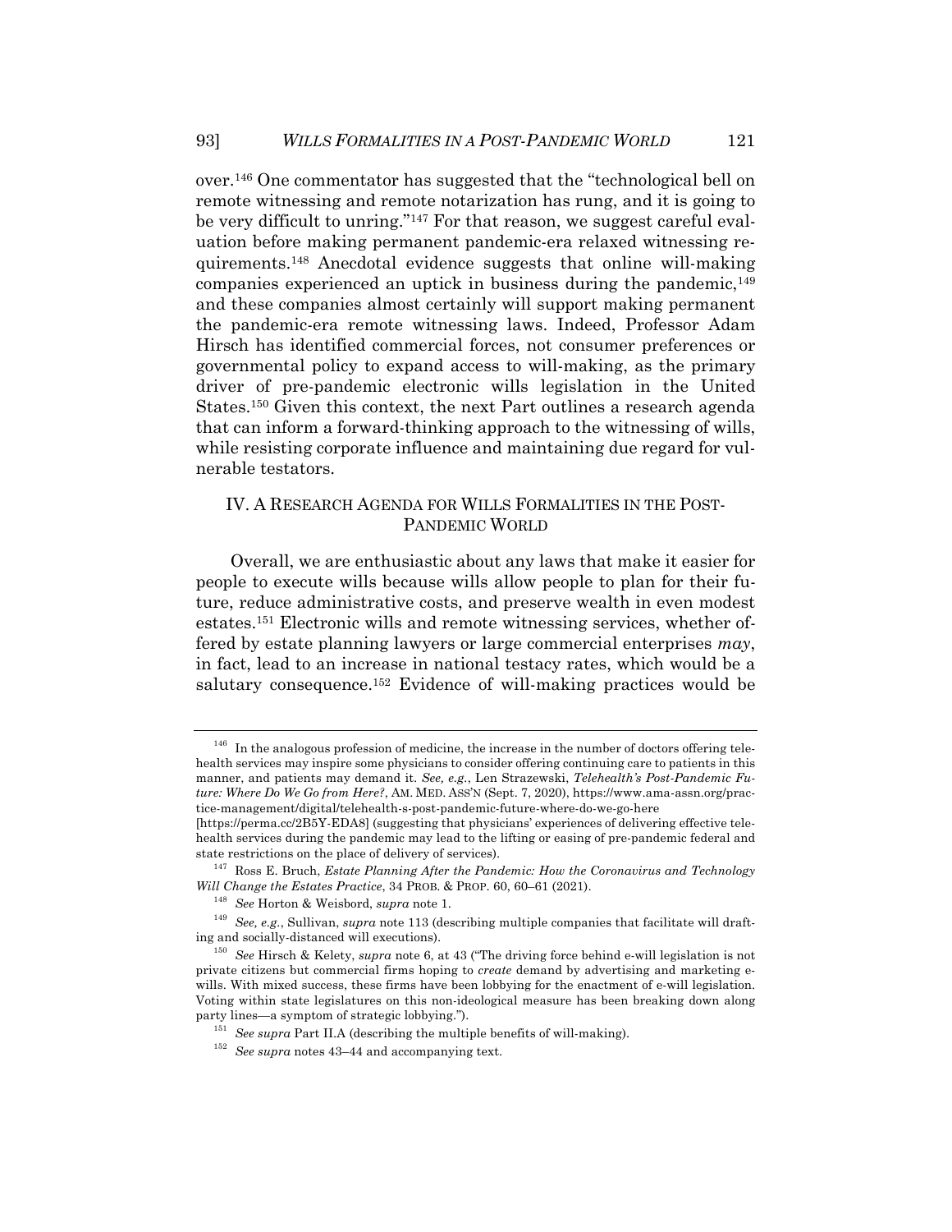over.[146] One commentator has suggested that the "technological bell on remote witnessing and remote notarization has rung, and it is going to be very difficult to unring."[147] For that reason, we suggest careful evaluation before making permanent pandemic-era relaxed witnessing requirements.[148] Anecdotal evidence suggests that online will-making companies experienced an uptick in business during the pandemic,[149] and these companies almost certainly will support making permanent the pandemic-era remote witnessing laws. Indeed, Professor Adam Hirsch has identified commercial forces, not consumer preferences or governmental policy to expand access to will-making, as the primary driver of pre-pandemic electronic wills legislation in the United States.[150] Given this context, the next Part outlines a research agenda that can inform a forward-thinking approach to the witnessing of wills, while resisting corporate influence and maintaining due regard for vulnerable testators.

## IV. A RESEARCH AGENDA FOR WILLS FORMALITIES IN THE POST-PANDEMIC WORLD

Overall, we are enthusiastic about any laws that make it easier for people to execute wills because wills allow people to plan for their future, reduce administrative costs, and preserve wealth in even modest estates.[151] Electronic wills and remote witnessing services, whether offered by estate planning lawyers or large commercial enterprises *may*, in fact, lead to an increase in national testacy rates, which would be a salutary consequence.[152] Evidence of will-making practices would be

---

[146] In the analogous profession of medicine, the increase in the number of doctors offering telehealth services may inspire some physicians to consider offering continuing care to patients in this manner, and patients may demand it. *See, e.g.*, Len Strazewski, *Telehealth's Post-Pandemic Future: Where Do We Go from Here?*, AM. MED. ASS'N (Sept. 7, 2020), https://www.ama-assn.org/practice-management/digital/telehealth-s-post-pandemic-future-where-do-we-go-here [https://perma.cc/2B5Y-EDA8] (suggesting that physicians' experiences of delivering effective telehealth services during the pandemic may lead to the lifting or easing of pre-pandemic federal and state restrictions on the place of delivery of services).

[147] Ross E. Bruch, *Estate Planning After the Pandemic: How the Coronavirus and Technology Will Change the Estates Practice*, 34 PROB. & PROP. 60, 60–61 (2021).

[148] *See* Horton & Weisbord, *supra* note 1.

[149] *See, e.g.*, Sullivan, *supra* note 113 (describing multiple companies that facilitate will drafting and socially-distanced will executions).

[150] *See* Hirsch & Kelety, *supra* note 6, at 43 ("The driving force behind e-will legislation is not private citizens but commercial firms hoping to *create* demand by advertising and marketing e-wills. With mixed success, these firms have been lobbying for the enactment of e-will legislation. Voting within state legislatures on this non-ideological measure has been breaking down along party lines—a symptom of strategic lobbying.").

[151] *See supra* Part II.A (describing the multiple benefits of will-making).

[152] *See supra* notes 43–44 and accompanying text.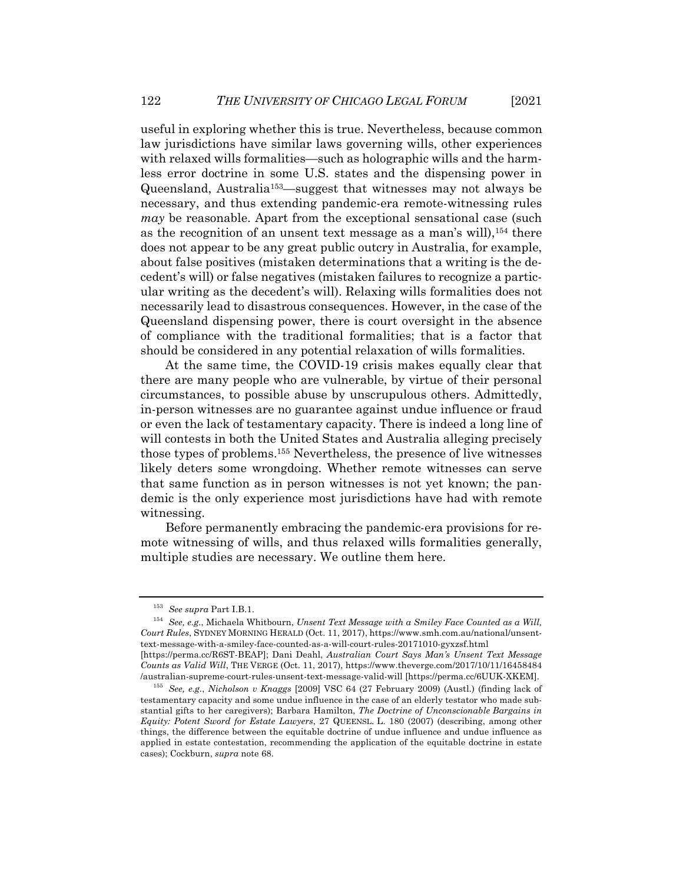useful in exploring whether this is true. Nevertheless, because common law jurisdictions have similar laws governing wills, other experiences with relaxed wills formalities—such as holographic wills and the harmless error doctrine in some U.S. states and the dispensing power in Queensland, Australia[153]—suggest that witnesses may not always be necessary, and thus extending pandemic-era remote-witnessing rules *may* be reasonable. Apart from the exceptional sensational case (such as the recognition of an unsent text message as a man's will),[154] there does not appear to be any great public outcry in Australia, for example, about false positives (mistaken determinations that a writing is the decedent's will) or false negatives (mistaken failures to recognize a particular writing as the decedent's will). Relaxing wills formalities does not necessarily lead to disastrous consequences. However, in the case of the Queensland dispensing power, there is court oversight in the absence of compliance with the traditional formalities; that is a factor that should be considered in any potential relaxation of wills formalities.

At the same time, the COVID-19 crisis makes equally clear that there are many people who are vulnerable, by virtue of their personal circumstances, to possible abuse by unscrupulous others. Admittedly, in-person witnesses are no guarantee against undue influence or fraud or even the lack of testamentary capacity. There is indeed a long line of will contests in both the United States and Australia alleging precisely those types of problems.[155] Nevertheless, the presence of live witnesses likely deters some wrongdoing. Whether remote witnesses can serve that same function as in person witnesses is not yet known; the pandemic is the only experience most jurisdictions have had with remote witnessing.

Before permanently embracing the pandemic-era provisions for remote witnessing of wills, and thus relaxed wills formalities generally, multiple studies are necessary. We outline them here.

---

[153] *See supra* Part I.B.1.

[154] *See, e.g.*, Michaela Whitbourn, *Unsent Text Message with a Smiley Face Counted as a Will, Court Rules*, SYDNEY MORNING HERALD (Oct. 11, 2017), https://www.smh.com.au/national/unsent-text-message-with-a-smiley-face-counted-as-a-will-court-rules-20171010-gyxzsf.html [https://perma.cc/R6ST-BEAP]; Dani Deahl, *Australian Court Says Man's Unsent Text Message Counts as Valid Will*, THE VERGE (Oct. 11, 2017), https://www.theverge.com/2017/10/11/16458484/australian-supreme-court-rules-unsent-text-message-valid-will [https://perma.cc/6UUK-XKEM].

[155] *See, e.g.*, *Nicholson v Knaggs* [2009] VSC 64 (27 February 2009) (Austl.) (finding lack of testamentary capacity and some undue influence in the case of an elderly testator who made substantial gifts to her caregivers); Barbara Hamilton, *The Doctrine of Unconscionable Bargains in Equity: Potent Sword for Estate Lawyers*, 27 QUEENSL. L. 180 (2007) (describing, among other things, the difference between the equitable doctrine of undue influence and undue influence as applied in estate contestation, recommending the application of the equitable doctrine in estate cases); Cockburn, *supra* note 68.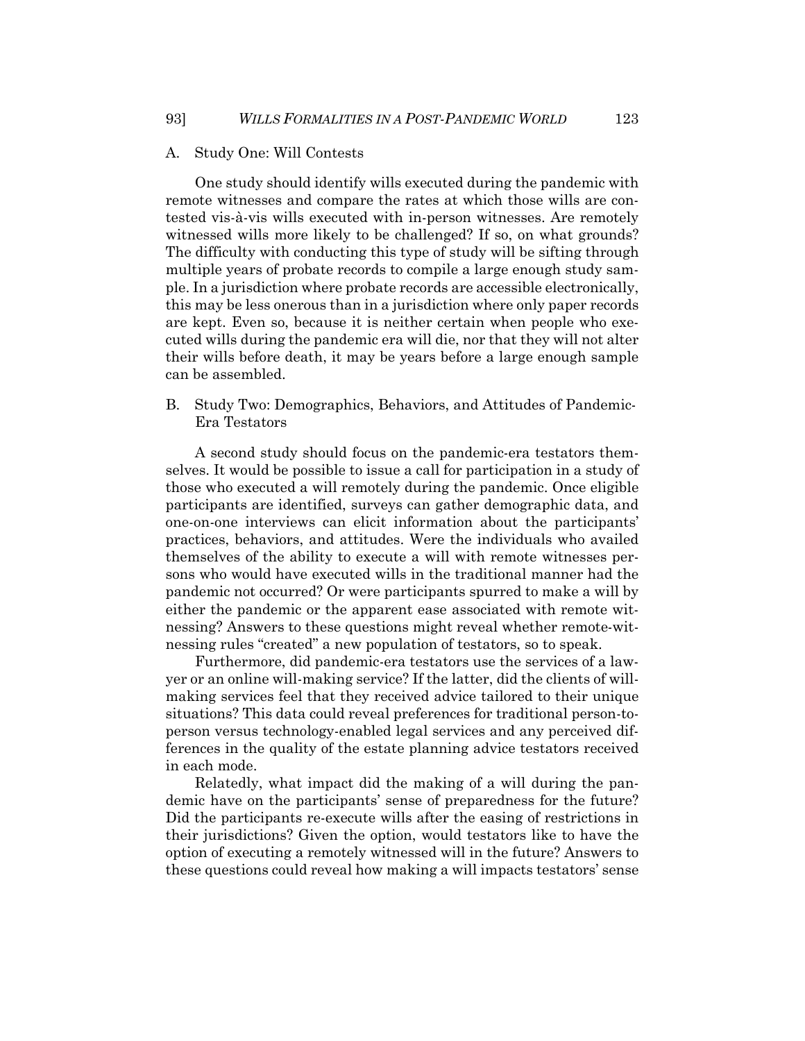### A. Study One: Will Contests

One study should identify wills executed during the pandemic with remote witnesses and compare the rates at which those wills are contested vis-à-vis wills executed with in-person witnesses. Are remotely witnessed wills more likely to be challenged? If so, on what grounds? The difficulty with conducting this type of study will be sifting through multiple years of probate records to compile a large enough study sample. In a jurisdiction where probate records are accessible electronically, this may be less onerous than in a jurisdiction where only paper records are kept. Even so, because it is neither certain when people who executed wills during the pandemic era will die, nor that they will not alter their wills before death, it may be years before a large enough sample can be assembled.

### B. Study Two: Demographics, Behaviors, and Attitudes of Pandemic-Era Testators

A second study should focus on the pandemic-era testators themselves. It would be possible to issue a call for participation in a study of those who executed a will remotely during the pandemic. Once eligible participants are identified, surveys can gather demographic data, and one-on-one interviews can elicit information about the participants' practices, behaviors, and attitudes. Were the individuals who availed themselves of the ability to execute a will with remote witnesses persons who would have executed wills in the traditional manner had the pandemic not occurred? Or were participants spurred to make a will by either the pandemic or the apparent ease associated with remote witnessing? Answers to these questions might reveal whether remote-witnessing rules "created" a new population of testators, so to speak.

Furthermore, did pandemic-era testators use the services of a lawyer or an online will-making service? If the latter, did the clients of will-making services feel that they received advice tailored to their unique situations? This data could reveal preferences for traditional person-to-person versus technology-enabled legal services and any perceived differences in the quality of the estate planning advice testators received in each mode.

Relatedly, what impact did the making of a will during the pandemic have on the participants' sense of preparedness for the future? Did the participants re-execute wills after the easing of restrictions in their jurisdictions? Given the option, would testators like to have the option of executing a remotely witnessed will in the future? Answers to these questions could reveal how making a will impacts testators' sense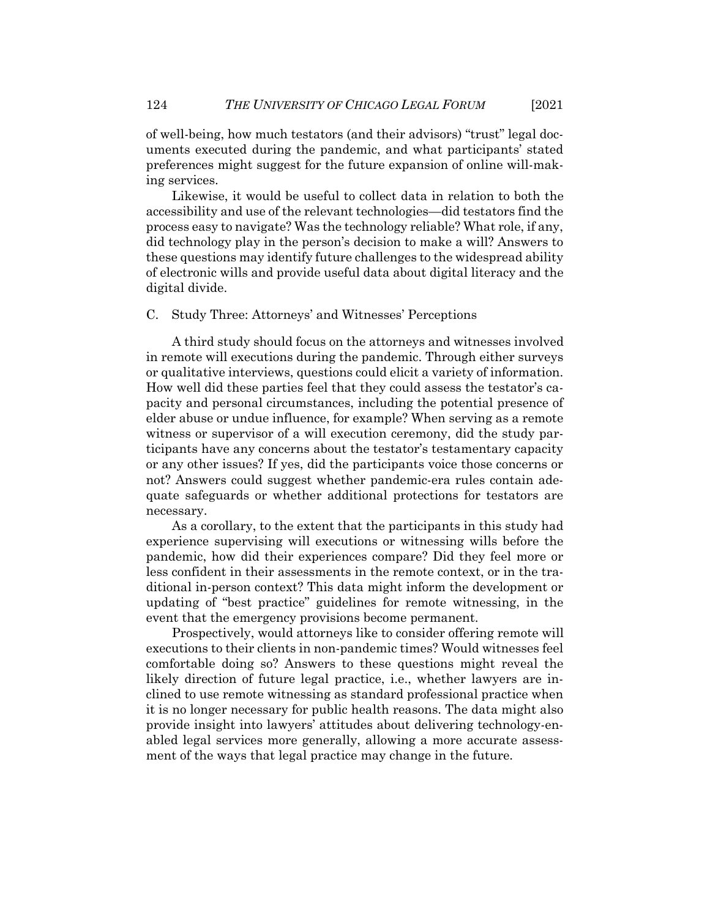of well-being, how much testators (and their advisors) "trust" legal documents executed during the pandemic, and what participants' stated preferences might suggest for the future expansion of online will-making services.

Likewise, it would be useful to collect data in relation to both the accessibility and use of the relevant technologies—did testators find the process easy to navigate? Was the technology reliable? What role, if any, did technology play in the person's decision to make a will? Answers to these questions may identify future challenges to the widespread ability of electronic wills and provide useful data about digital literacy and the digital divide.

### C. Study Three: Attorneys' and Witnesses' Perceptions

A third study should focus on the attorneys and witnesses involved in remote will executions during the pandemic. Through either surveys or qualitative interviews, questions could elicit a variety of information. How well did these parties feel that they could assess the testator's capacity and personal circumstances, including the potential presence of elder abuse or undue influence, for example? When serving as a remote witness or supervisor of a will execution ceremony, did the study participants have any concerns about the testator's testamentary capacity or any other issues? If yes, did the participants voice those concerns or not? Answers could suggest whether pandemic-era rules contain adequate safeguards or whether additional protections for testators are necessary.

As a corollary, to the extent that the participants in this study had experience supervising will executions or witnessing wills before the pandemic, how did their experiences compare? Did they feel more or less confident in their assessments in the remote context, or in the traditional in-person context? This data might inform the development or updating of "best practice" guidelines for remote witnessing, in the event that the emergency provisions become permanent.

Prospectively, would attorneys like to consider offering remote will executions to their clients in non-pandemic times? Would witnesses feel comfortable doing so? Answers to these questions might reveal the likely direction of future legal practice, i.e., whether lawyers are inclined to use remote witnessing as standard professional practice when it is no longer necessary for public health reasons. The data might also provide insight into lawyers' attitudes about delivering technology-enabled legal services more generally, allowing a more accurate assessment of the ways that legal practice may change in the future.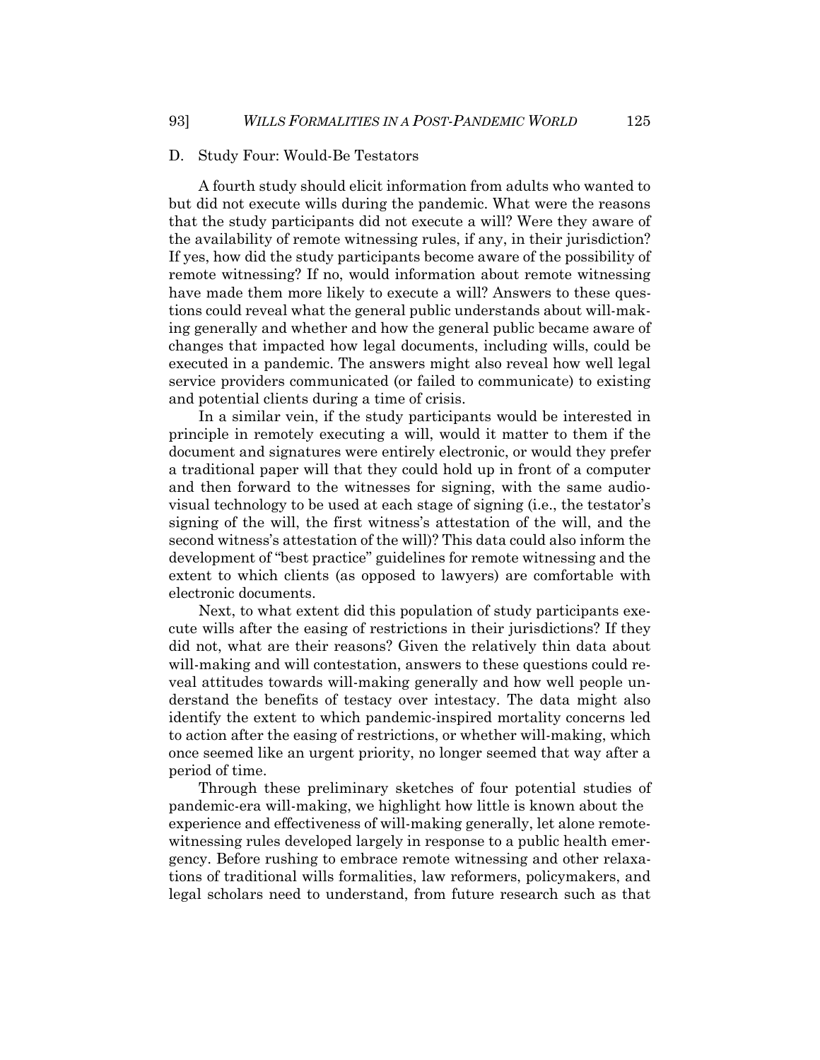## D. Study Four: Would-Be Testators

A fourth study should elicit information from adults who wanted to but did not execute wills during the pandemic. What were the reasons that the study participants did not execute a will? Were they aware of the availability of remote witnessing rules, if any, in their jurisdiction? If yes, how did the study participants become aware of the possibility of remote witnessing? If no, would information about remote witnessing have made them more likely to execute a will? Answers to these questions could reveal what the general public understands about will-making generally and whether and how the general public became aware of changes that impacted how legal documents, including wills, could be executed in a pandemic. The answers might also reveal how well legal service providers communicated (or failed to communicate) to existing and potential clients during a time of crisis.

In a similar vein, if the study participants would be interested in principle in remotely executing a will, would it matter to them if the document and signatures were entirely electronic, or would they prefer a traditional paper will that they could hold up in front of a computer and then forward to the witnesses for signing, with the same audio-visual technology to be used at each stage of signing (i.e., the testator's signing of the will, the first witness's attestation of the will, and the second witness's attestation of the will)? This data could also inform the development of "best practice" guidelines for remote witnessing and the extent to which clients (as opposed to lawyers) are comfortable with electronic documents.

Next, to what extent did this population of study participants execute wills after the easing of restrictions in their jurisdictions? If they did not, what are their reasons? Given the relatively thin data about will-making and will contestation, answers to these questions could reveal attitudes towards will-making generally and how well people understand the benefits of testacy over intestacy. The data might also identify the extent to which pandemic-inspired mortality concerns led to action after the easing of restrictions, or whether will-making, which once seemed like an urgent priority, no longer seemed that way after a period of time.

Through these preliminary sketches of four potential studies of pandemic-era will-making, we highlight how little is known about the experience and effectiveness of will-making generally, let alone remote-witnessing rules developed largely in response to a public health emergency. Before rushing to embrace remote witnessing and other relaxations of traditional wills formalities, law reformers, policymakers, and legal scholars need to understand, from future research such as that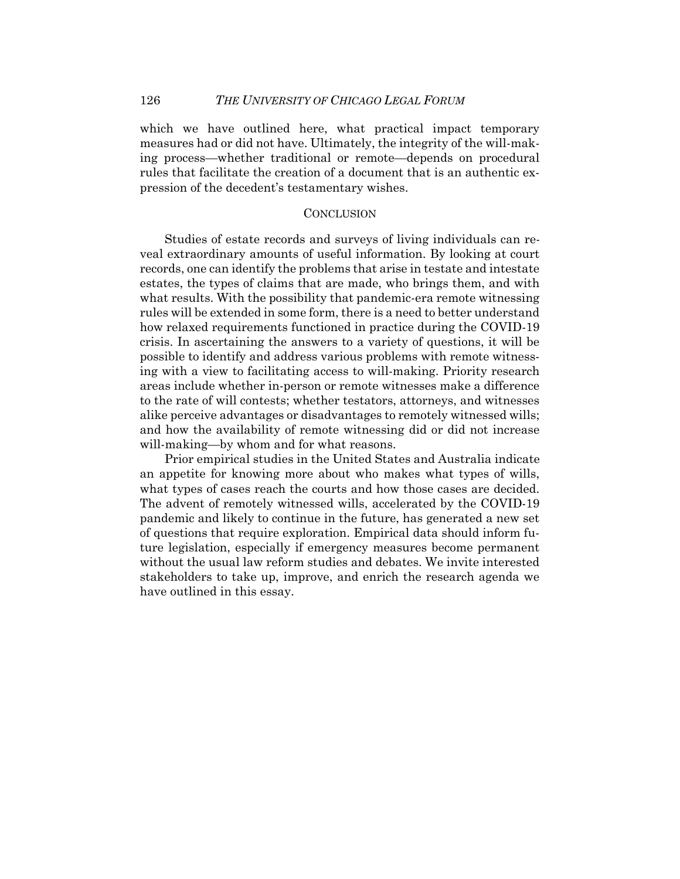which we have outlined here, what practical impact temporary measures had or did not have. Ultimately, the integrity of the will-making process—whether traditional or remote—depends on procedural rules that facilitate the creation of a document that is an authentic expression of the decedent's testamentary wishes.

## CONCLUSION

Studies of estate records and surveys of living individuals can reveal extraordinary amounts of useful information. By looking at court records, one can identify the problems that arise in testate and intestate estates, the types of claims that are made, who brings them, and with what results. With the possibility that pandemic-era remote witnessing rules will be extended in some form, there is a need to better understand how relaxed requirements functioned in practice during the COVID-19 crisis. In ascertaining the answers to a variety of questions, it will be possible to identify and address various problems with remote witnessing with a view to facilitating access to will-making. Priority research areas include whether in-person or remote witnesses make a difference to the rate of will contests; whether testators, attorneys, and witnesses alike perceive advantages or disadvantages to remotely witnessed wills; and how the availability of remote witnessing did or did not increase will-making—by whom and for what reasons.

Prior empirical studies in the United States and Australia indicate an appetite for knowing more about who makes what types of wills, what types of cases reach the courts and how those cases are decided. The advent of remotely witnessed wills, accelerated by the COVID-19 pandemic and likely to continue in the future, has generated a new set of questions that require exploration. Empirical data should inform future legislation, especially if emergency measures become permanent without the usual law reform studies and debates. We invite interested stakeholders to take up, improve, and enrich the research agenda we have outlined in this essay.